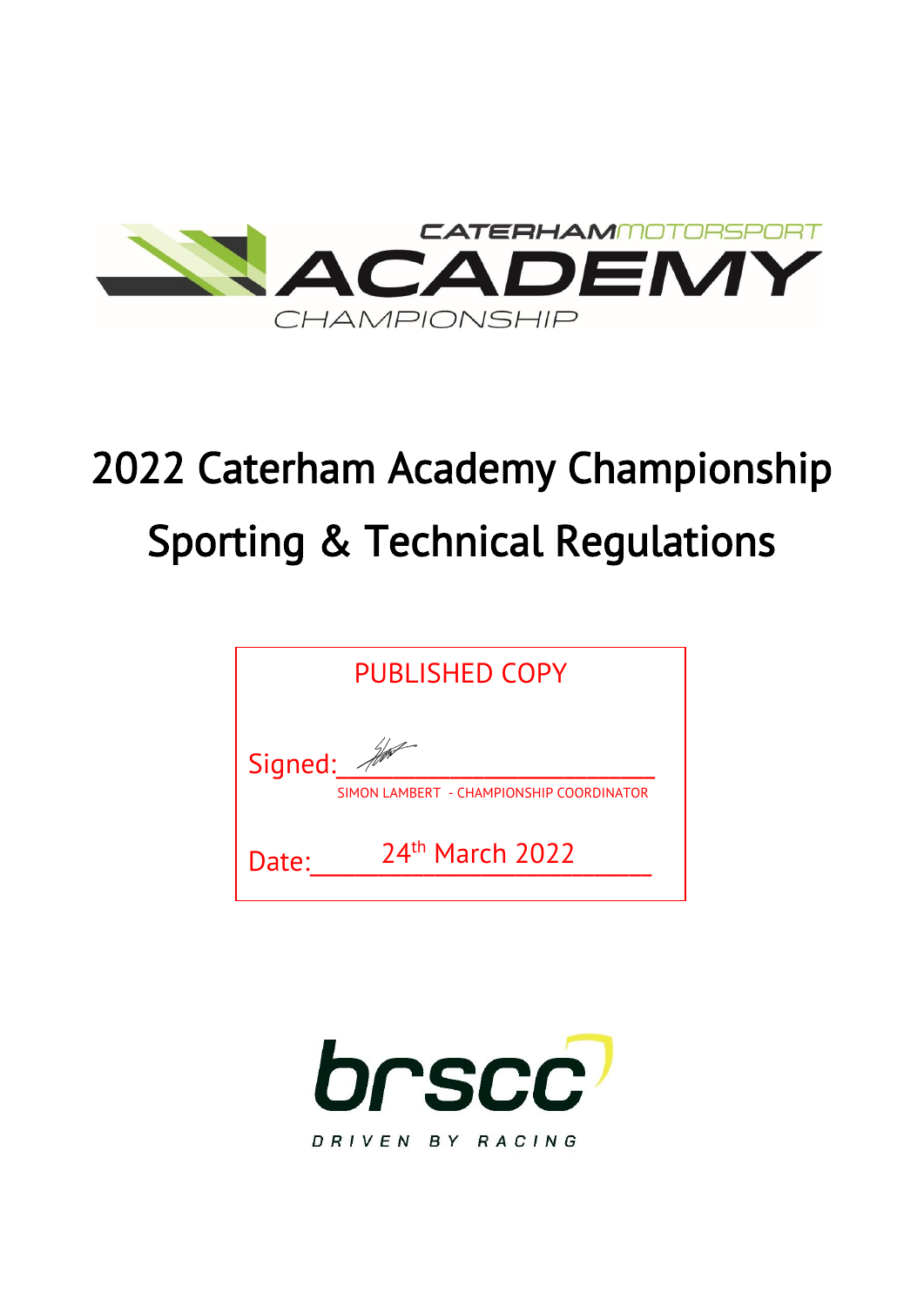CATERHAMMOTORSPORT ACADEMY CHAMPIONSHIP

# 2022 Caterham Academy Championship
# Sporting & Technical Regulations

PUBLISHED COPY

Signed:
SIMON LAMBERT - CHAMPIONSHIP COORDINATOR

Date: 24th March 2022

brscc
DRIVEN BY RACING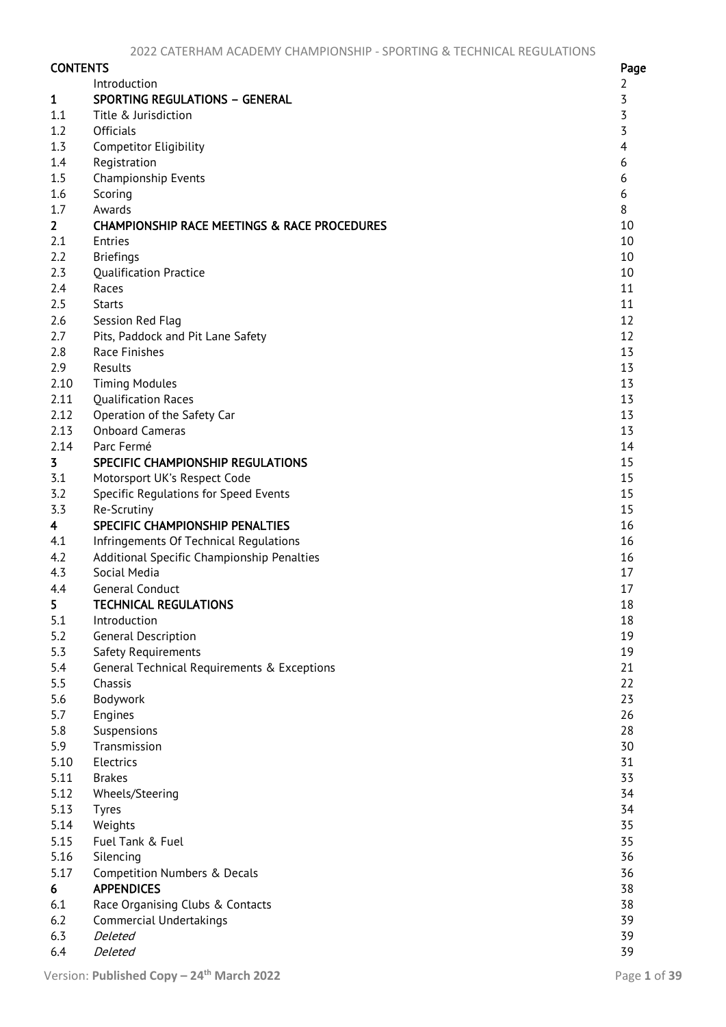## CONTENTS

| | | Page |
|---|---|---|
| | Introduction | 2 |
| **1** | **SPORTING REGULATIONS – GENERAL** | 3 |
| 1.1 | Title & Jurisdiction | 3 |
| 1.2 | Officials | 3 |
| 1.3 | Competitor Eligibility | 4 |
| 1.4 | Registration | 6 |
| 1.5 | Championship Events | 6 |
| 1.6 | Scoring | 6 |
| 1.7 | Awards | 8 |
| **2** | **CHAMPIONSHIP RACE MEETINGS & RACE PROCEDURES** | 10 |
| 2.1 | Entries | 10 |
| 2.2 | Briefings | 10 |
| 2.3 | Qualification Practice | 10 |
| 2.4 | Races | 11 |
| 2.5 | Starts | 11 |
| 2.6 | Session Red Flag | 12 |
| 2.7 | Pits, Paddock and Pit Lane Safety | 12 |
| 2.8 | Race Finishes | 13 |
| 2.9 | Results | 13 |
| 2.10 | Timing Modules | 13 |
| 2.11 | Qualification Races | 13 |
| 2.12 | Operation of the Safety Car | 13 |
| 2.13 | Onboard Cameras | 13 |
| 2.14 | Parc Fermé | 14 |
| **3** | **SPECIFIC CHAMPIONSHIP REGULATIONS** | 15 |
| 3.1 | Motorsport UK's Respect Code | 15 |
| 3.2 | Specific Regulations for Speed Events | 15 |
| 3.3 | Re-Scrutiny | 15 |
| **4** | **SPECIFIC CHAMPIONSHIP PENALTIES** | 16 |
| 4.1 | Infringements Of Technical Regulations | 16 |
| 4.2 | Additional Specific Championship Penalties | 16 |
| 4.3 | Social Media | 17 |
| 4.4 | General Conduct | 17 |
| **5** | **TECHNICAL REGULATIONS** | 18 |
| 5.1 | Introduction | 18 |
| 5.2 | General Description | 19 |
| 5.3 | Safety Requirements | 19 |
| 5.4 | General Technical Requirements & Exceptions | 21 |
| 5.5 | Chassis | 22 |
| 5.6 | Bodywork | 23 |
| 5.7 | Engines | 26 |
| 5.8 | Suspensions | 28 |
| 5.9 | Transmission | 30 |
| 5.10 | Electrics | 31 |
| 5.11 | Brakes | 33 |
| 5.12 | Wheels/Steering | 34 |
| 5.13 | Tyres | 34 |
| 5.14 | Weights | 35 |
| 5.15 | Fuel Tank & Fuel | 35 |
| 5.16 | Silencing | 36 |
| 5.17 | Competition Numbers & Decals | 36 |
| **6** | **APPENDICES** | 38 |
| 6.1 | Race Organising Clubs & Contacts | 38 |
| 6.2 | Commercial Undertakings | 39 |
| 6.3 | *Deleted* | 39 |
| 6.4 | *Deleted* | 39 |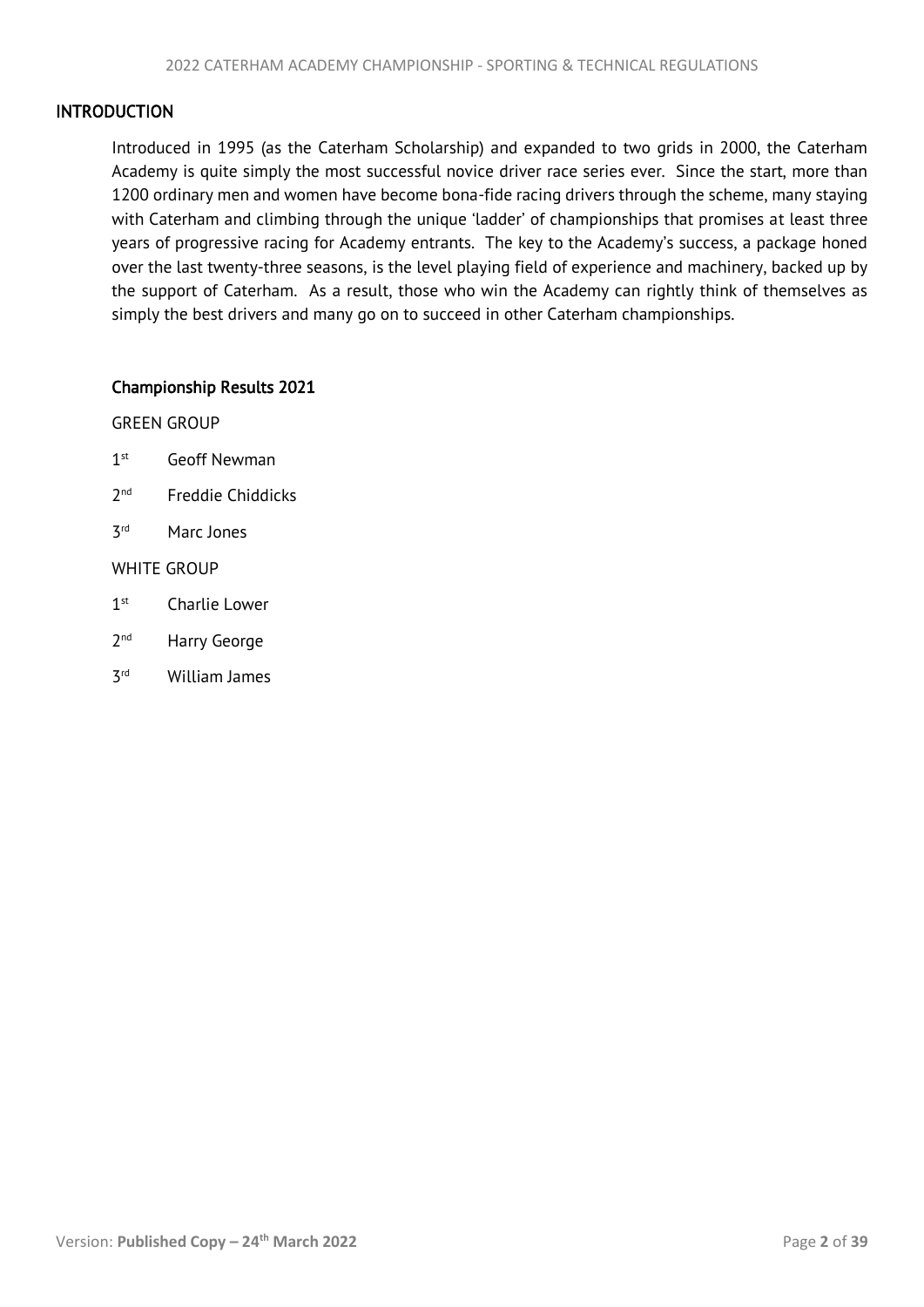## INTRODUCTION

Introduced in 1995 (as the Caterham Scholarship) and expanded to two grids in 2000, the Caterham Academy is quite simply the most successful novice driver race series ever. Since the start, more than 1200 ordinary men and women have become bona-fide racing drivers through the scheme, many staying with Caterham and climbing through the unique 'ladder' of championships that promises at least three years of progressive racing for Academy entrants. The key to the Academy's success, a package honed over the last twenty-three seasons, is the level playing field of experience and machinery, backed up by the support of Caterham. As a result, those who win the Academy can rightly think of themselves as simply the best drivers and many go on to succeed in other Caterham championships.

### Championship Results 2021

GREEN GROUP

1st Geoff Newman

2nd Freddie Chiddicks

3rd Marc Jones

WHITE GROUP

1st Charlie Lower

2nd Harry George

3rd William James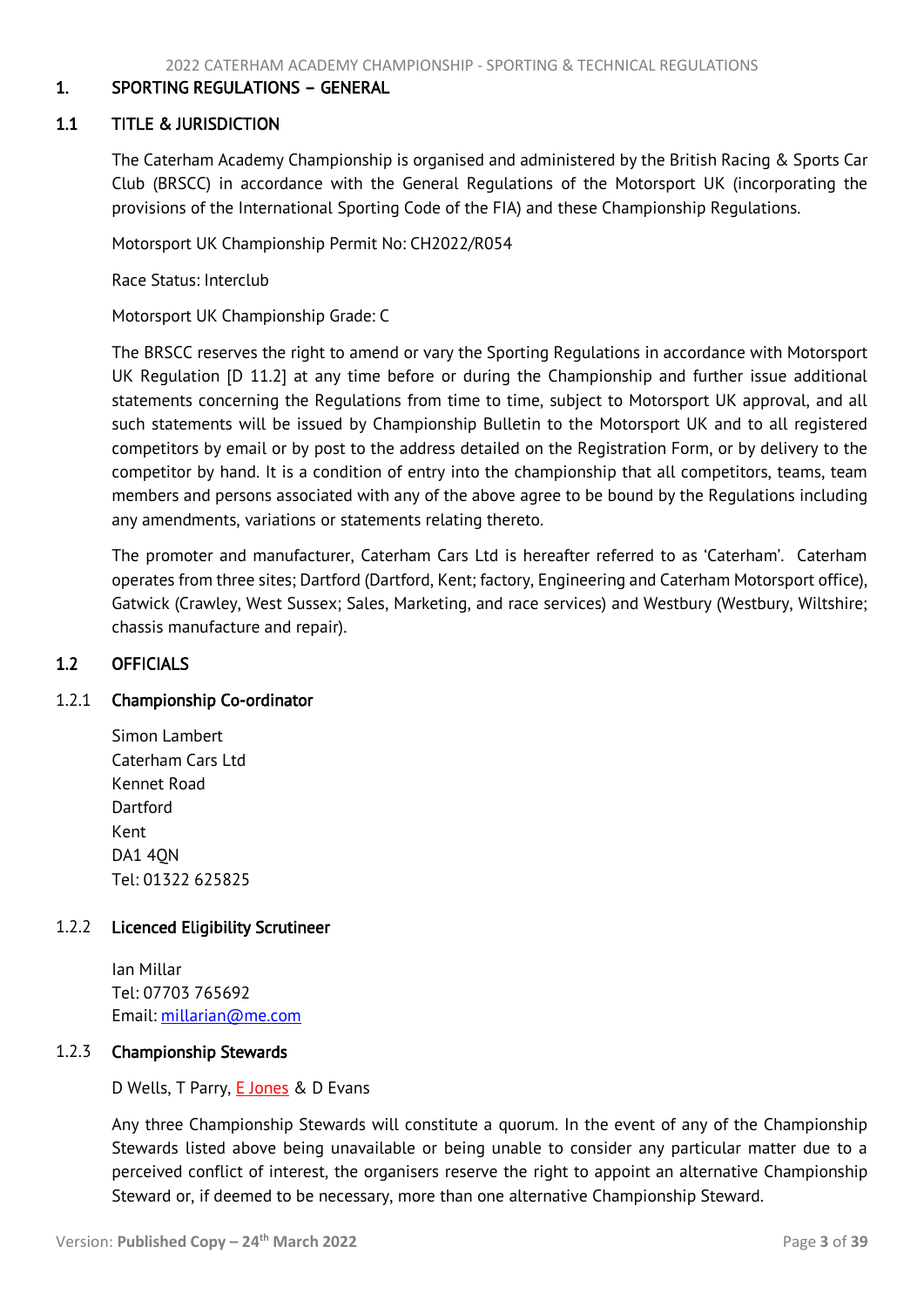# 1. SPORTING REGULATIONS – GENERAL

## 1.1 TITLE & JURISDICTION

The Caterham Academy Championship is organised and administered by the British Racing & Sports Car Club (BRSCC) in accordance with the General Regulations of the Motorsport UK (incorporating the provisions of the International Sporting Code of the FIA) and these Championship Regulations.

Motorsport UK Championship Permit No: CH2022/R054

Race Status: Interclub

Motorsport UK Championship Grade: C

The BRSCC reserves the right to amend or vary the Sporting Regulations in accordance with Motorsport UK Regulation [D 11.2] at any time before or during the Championship and further issue additional statements concerning the Regulations from time to time, subject to Motorsport UK approval, and all such statements will be issued by Championship Bulletin to the Motorsport UK and to all registered competitors by email or by post to the address detailed on the Registration Form, or by delivery to the competitor by hand. It is a condition of entry into the championship that all competitors, teams, team members and persons associated with any of the above agree to be bound by the Regulations including any amendments, variations or statements relating thereto.

The promoter and manufacturer, Caterham Cars Ltd is hereafter referred to as 'Caterham'. Caterham operates from three sites; Dartford (Dartford, Kent; factory, Engineering and Caterham Motorsport office), Gatwick (Crawley, West Sussex; Sales, Marketing, and race services) and Westbury (Westbury, Wiltshire; chassis manufacture and repair).

## 1.2 OFFICIALS

### 1.2.1 Championship Co-ordinator

Simon Lambert
Caterham Cars Ltd
Kennet Road
Dartford
Kent
DA1 4QN
Tel: 01322 625825

### 1.2.2 Licenced Eligibility Scrutineer

Ian Millar
Tel: 07703 765692
Email: millarian@me.com

### 1.2.3 Championship Stewards

D Wells, T Parry, E Jones & D Evans

Any three Championship Stewards will constitute a quorum. In the event of any of the Championship Stewards listed above being unavailable or being unable to consider any particular matter due to a perceived conflict of interest, the organisers reserve the right to appoint an alternative Championship Steward or, if deemed to be necessary, more than one alternative Championship Steward.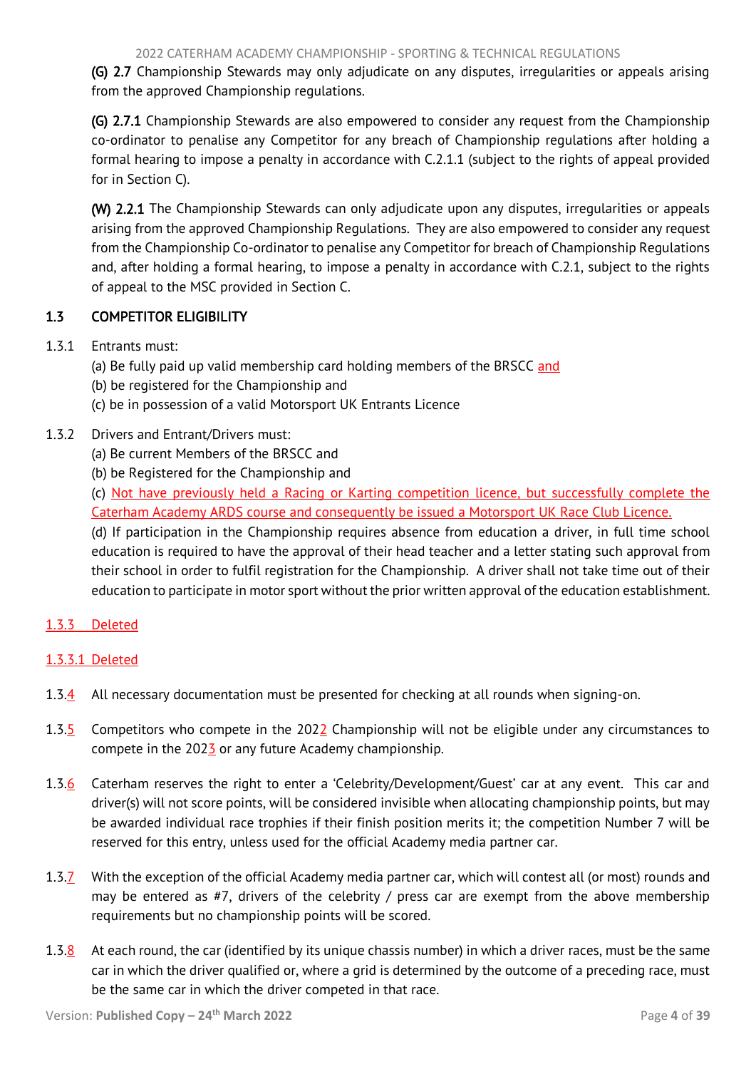**(G) 2.7** Championship Stewards may only adjudicate on any disputes, irregularities or appeals arising from the approved Championship regulations.

**(G) 2.7.1** Championship Stewards are also empowered to consider any request from the Championship co-ordinator to penalise any Competitor for any breach of Championship regulations after holding a formal hearing to impose a penalty in accordance with C.2.1.1 (subject to the rights of appeal provided for in Section C).

**(W) 2.2.1** The Championship Stewards can only adjudicate upon any disputes, irregularities or appeals arising from the approved Championship Regulations. They are also empowered to consider any request from the Championship Co-ordinator to penalise any Competitor for breach of Championship Regulations and, after holding a formal hearing, to impose a penalty in accordance with C.2.1, subject to the rights of appeal to the MSC provided in Section C.

## 1.3 COMPETITOR ELIGIBILITY

1.3.1 Entrants must:
(a) Be fully paid up valid membership card holding members of the BRSCC and
(b) be registered for the Championship and
(c) be in possession of a valid Motorsport UK Entrants Licence

1.3.2 Drivers and Entrant/Drivers must:
(a) Be current Members of the BRSCC and
(b) be Registered for the Championship and
(c) Not have previously held a Racing or Karting competition licence, but successfully complete the Caterham Academy ARDS course and consequently be issued a Motorsport UK Race Club Licence.
(d) If participation in the Championship requires absence from education a driver, in full time school education is required to have the approval of their head teacher and a letter stating such approval from their school in order to fulfil registration for the Championship. A driver shall not take time out of their education to participate in motor sport without the prior written approval of the education establishment.

1.3.3 Deleted

1.3.3.1 Deleted

1.3.4 All necessary documentation must be presented for checking at all rounds when signing-on.

1.3.5 Competitors who compete in the 2022 Championship will not be eligible under any circumstances to compete in the 2023 or any future Academy championship.

1.3.6 Caterham reserves the right to enter a 'Celebrity/Development/Guest' car at any event. This car and driver(s) will not score points, will be considered invisible when allocating championship points, but may be awarded individual race trophies if their finish position merits it; the competition Number 7 will be reserved for this entry, unless used for the official Academy media partner car.

1.3.7 With the exception of the official Academy media partner car, which will contest all (or most) rounds and may be entered as #7, drivers of the celebrity / press car are exempt from the above membership requirements but no championship points will be scored.

1.3.8 At each round, the car (identified by its unique chassis number) in which a driver races, must be the same car in which the driver qualified or, where a grid is determined by the outcome of a preceding race, must be the same car in which the driver competed in that race.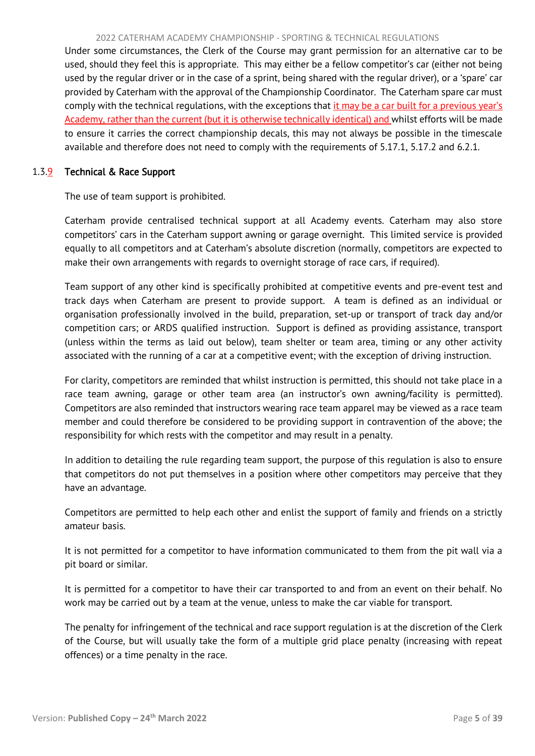Under some circumstances, the Clerk of the Course may grant permission for an alternative car to be used, should they feel this is appropriate. This may either be a fellow competitor's car (either not being used by the regular driver or in the case of a sprint, being shared with the regular driver), or a 'spare' car provided by Caterham with the approval of the Championship Coordinator. The Caterham spare car must comply with the technical regulations, with the exceptions that it may be a car built for a previous year's Academy, rather than the current (but it is otherwise technically identical) and whilst efforts will be made to ensure it carries the correct championship decals, this may not always be possible in the timescale available and therefore does not need to comply with the requirements of 5.17.1, 5.17.2 and 6.2.1.

### 1.3.9 Technical & Race Support

The use of team support is prohibited.

Caterham provide centralised technical support at all Academy events. Caterham may also store competitors' cars in the Caterham support awning or garage overnight. This limited service is provided equally to all competitors and at Caterham's absolute discretion (normally, competitors are expected to make their own arrangements with regards to overnight storage of race cars, if required).

Team support of any other kind is specifically prohibited at competitive events and pre-event test and track days when Caterham are present to provide support. A team is defined as an individual or organisation professionally involved in the build, preparation, set-up or transport of track day and/or competition cars; or ARDS qualified instruction. Support is defined as providing assistance, transport (unless within the terms as laid out below), team shelter or team area, timing or any other activity associated with the running of a car at a competitive event; with the exception of driving instruction.

For clarity, competitors are reminded that whilst instruction is permitted, this should not take place in a race team awning, garage or other team area (an instructor's own awning/facility is permitted). Competitors are also reminded that instructors wearing race team apparel may be viewed as a race team member and could therefore be considered to be providing support in contravention of the above; the responsibility for which rests with the competitor and may result in a penalty.

In addition to detailing the rule regarding team support, the purpose of this regulation is also to ensure that competitors do not put themselves in a position where other competitors may perceive that they have an advantage.

Competitors are permitted to help each other and enlist the support of family and friends on a strictly amateur basis.

It is not permitted for a competitor to have information communicated to them from the pit wall via a pit board or similar.

It is permitted for a competitor to have their car transported to and from an event on their behalf. No work may be carried out by a team at the venue, unless to make the car viable for transport.

The penalty for infringement of the technical and race support regulation is at the discretion of the Clerk of the Course, but will usually take the form of a multiple grid place penalty (increasing with repeat offences) or a time penalty in the race.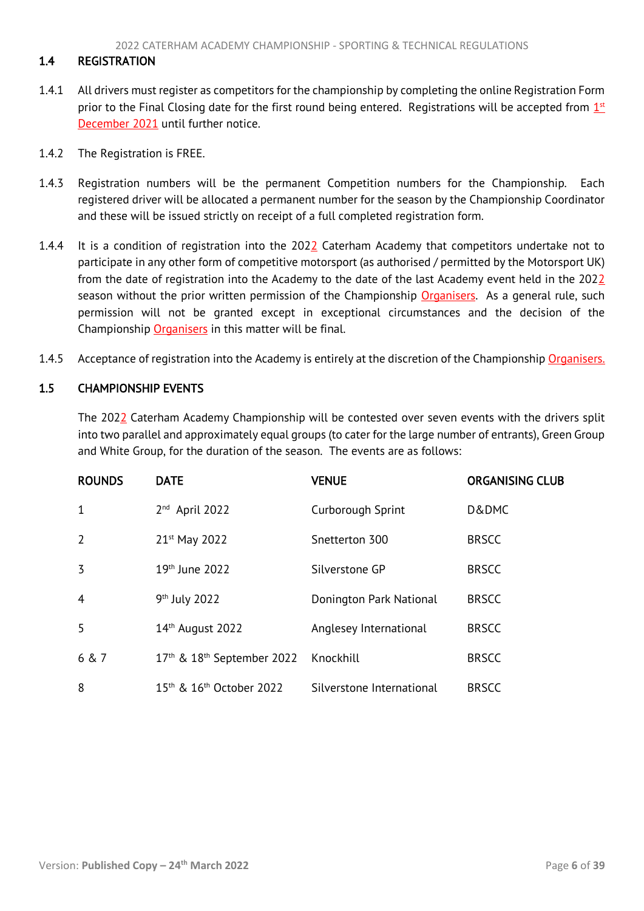## 1.4 REGISTRATION

1.4.1 All drivers must register as competitors for the championship by completing the online Registration Form prior to the Final Closing date for the first round being entered. Registrations will be accepted from 1st December 2021 until further notice.

1.4.2 The Registration is FREE.

1.4.3 Registration numbers will be the permanent Competition numbers for the Championship. Each registered driver will be allocated a permanent number for the season by the Championship Coordinator and these will be issued strictly on receipt of a full completed registration form.

1.4.4 It is a condition of registration into the 2022 Caterham Academy that competitors undertake not to participate in any other form of competitive motorsport (as authorised / permitted by the Motorsport UK) from the date of registration into the Academy to the date of the last Academy event held in the 2022 season without the prior written permission of the Championship Organisers. As a general rule, such permission will not be granted except in exceptional circumstances and the decision of the Championship Organisers in this matter will be final.

1.4.5 Acceptance of registration into the Academy is entirely at the discretion of the Championship Organisers.

## 1.5 CHAMPIONSHIP EVENTS

The 2022 Caterham Academy Championship will be contested over seven events with the drivers split into two parallel and approximately equal groups (to cater for the large number of entrants), Green Group and White Group, for the duration of the season. The events are as follows:

| ROUNDS | DATE | VENUE | ORGANISING CLUB |
|---|---|---|---|
| 1 | 2nd April 2022 | Curborough Sprint | D&DMC |
| 2 | 21st May 2022 | Snetterton 300 | BRSCC |
| 3 | 19th June 2022 | Silverstone GP | BRSCC |
| 4 | 9th July 2022 | Donington Park National | BRSCC |
| 5 | 14th August 2022 | Anglesey International | BRSCC |
| 6 & 7 | 17th & 18th September 2022 | Knockhill | BRSCC |
| 8 | 15th & 16th October 2022 | Silverstone International | BRSCC |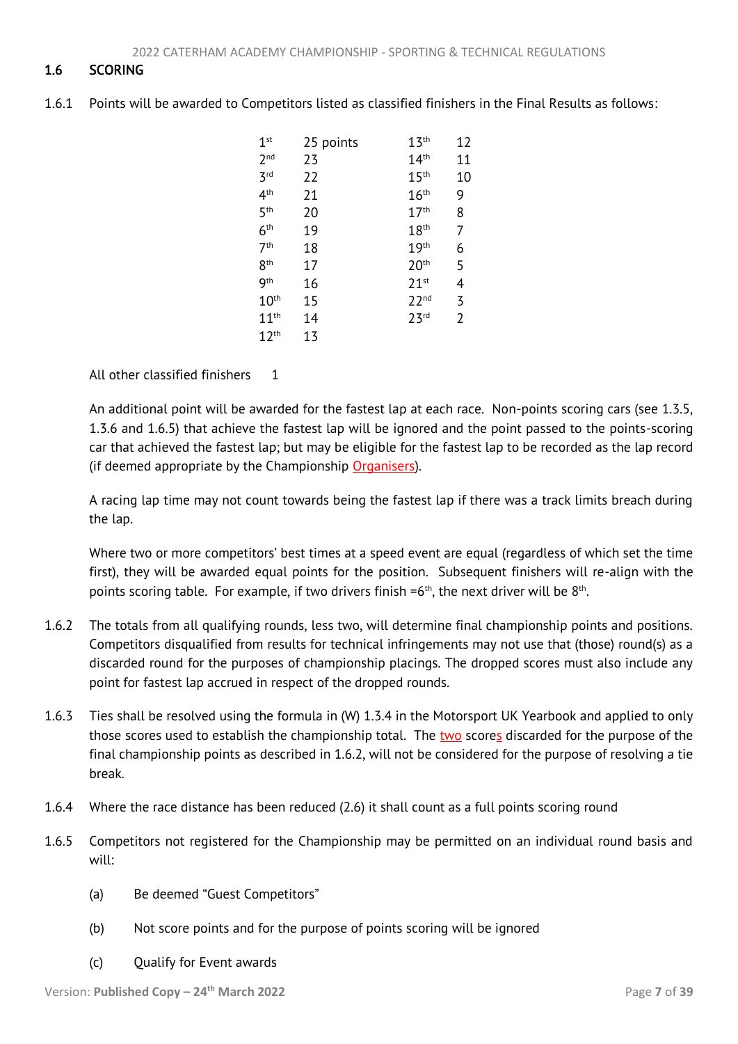## 1.6 SCORING

1.6.1 Points will be awarded to Competitors listed as classified finishers in the Final Results as follows:

| Position | Points | Position | Points |
|---|---|---|---|
| 1st | 25 points | 13th | 12 |
| 2nd | 23 | 14th | 11 |
| 3rd | 22 | 15th | 10 |
| 4th | 21 | 16th | 9 |
| 5th | 20 | 17th | 8 |
| 6th | 19 | 18th | 7 |
| 7th | 18 | 19th | 6 |
| 8th | 17 | 20th | 5 |
| 9th | 16 | 21st | 4 |
| 10th | 15 | 22nd | 3 |
| 11th | 14 | 23rd | 2 |
| 12th | 13 | | |

All other classified finishers 1

An additional point will be awarded for the fastest lap at each race. Non-points scoring cars (see 1.3.5, 1.3.6 and 1.6.5) that achieve the fastest lap will be ignored and the point passed to the points-scoring car that achieved the fastest lap; but may be eligible for the fastest lap to be recorded as the lap record (if deemed appropriate by the Championship Organisers).

A racing lap time may not count towards being the fastest lap if there was a track limits breach during the lap.

Where two or more competitors' best times at a speed event are equal (regardless of which set the time first), they will be awarded equal points for the position. Subsequent finishers will re-align with the points scoring table. For example, if two drivers finish =6th, the next driver will be 8th.

1.6.2 The totals from all qualifying rounds, less two, will determine final championship points and positions. Competitors disqualified from results for technical infringements may not use that (those) round(s) as a discarded round for the purposes of championship placings. The dropped scores must also include any point for fastest lap accrued in respect of the dropped rounds.

1.6.3 Ties shall be resolved using the formula in (W) 1.3.4 in the Motorsport UK Yearbook and applied to only those scores used to establish the championship total. The two scores discarded for the purpose of the final championship points as described in 1.6.2, will not be considered for the purpose of resolving a tie break.

1.6.4 Where the race distance has been reduced (2.6) it shall count as a full points scoring round

1.6.5 Competitors not registered for the Championship may be permitted on an individual round basis and will:

(a) Be deemed "Guest Competitors"

(b) Not score points and for the purpose of points scoring will be ignored

(c) Qualify for Event awards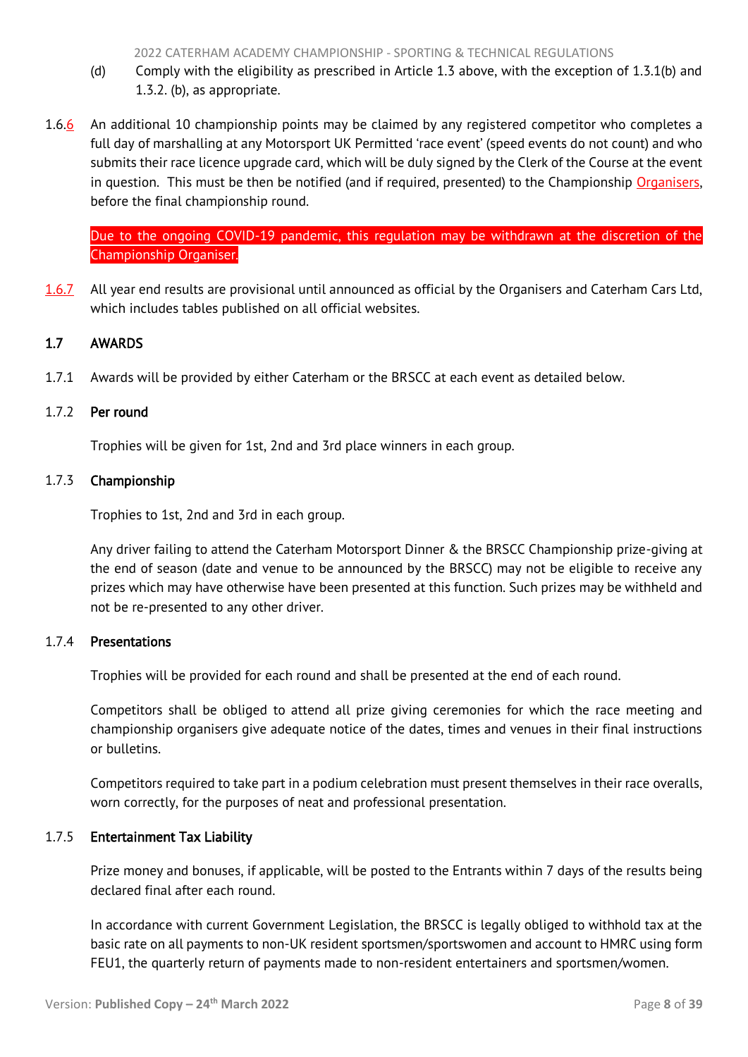(d) Comply with the eligibility as prescribed in Article 1.3 above, with the exception of 1.3.1(b) and 1.3.2. (b), as appropriate.

1.6.6 An additional 10 championship points may be claimed by any registered competitor who completes a full day of marshalling at any Motorsport UK Permitted 'race event' (speed events do not count) and who submits their race licence upgrade card, which will be duly signed by the Clerk of the Course at the event in question. This must be then be notified (and if required, presented) to the Championship Organisers, before the final championship round.

Due to the ongoing COVID-19 pandemic, this regulation may be withdrawn at the discretion of the Championship Organiser.

1.6.7 All year end results are provisional until announced as official by the Organisers and Caterham Cars Ltd, which includes tables published on all official websites.

## 1.7 AWARDS

1.7.1 Awards will be provided by either Caterham or the BRSCC at each event as detailed below.

### 1.7.2 Per round

Trophies will be given for 1st, 2nd and 3rd place winners in each group.

### 1.7.3 Championship

Trophies to 1st, 2nd and 3rd in each group.

Any driver failing to attend the Caterham Motorsport Dinner & the BRSCC Championship prize-giving at the end of season (date and venue to be announced by the BRSCC) may not be eligible to receive any prizes which may have otherwise have been presented at this function. Such prizes may be withheld and not be re-presented to any other driver.

### 1.7.4 Presentations

Trophies will be provided for each round and shall be presented at the end of each round.

Competitors shall be obliged to attend all prize giving ceremonies for which the race meeting and championship organisers give adequate notice of the dates, times and venues in their final instructions or bulletins.

Competitors required to take part in a podium celebration must present themselves in their race overalls, worn correctly, for the purposes of neat and professional presentation.

### 1.7.5 Entertainment Tax Liability

Prize money and bonuses, if applicable, will be posted to the Entrants within 7 days of the results being declared final after each round.

In accordance with current Government Legislation, the BRSCC is legally obliged to withhold tax at the basic rate on all payments to non-UK resident sportsmen/sportswomen and account to HMRC using form FEU1, the quarterly return of payments made to non-resident entertainers and sportsmen/women.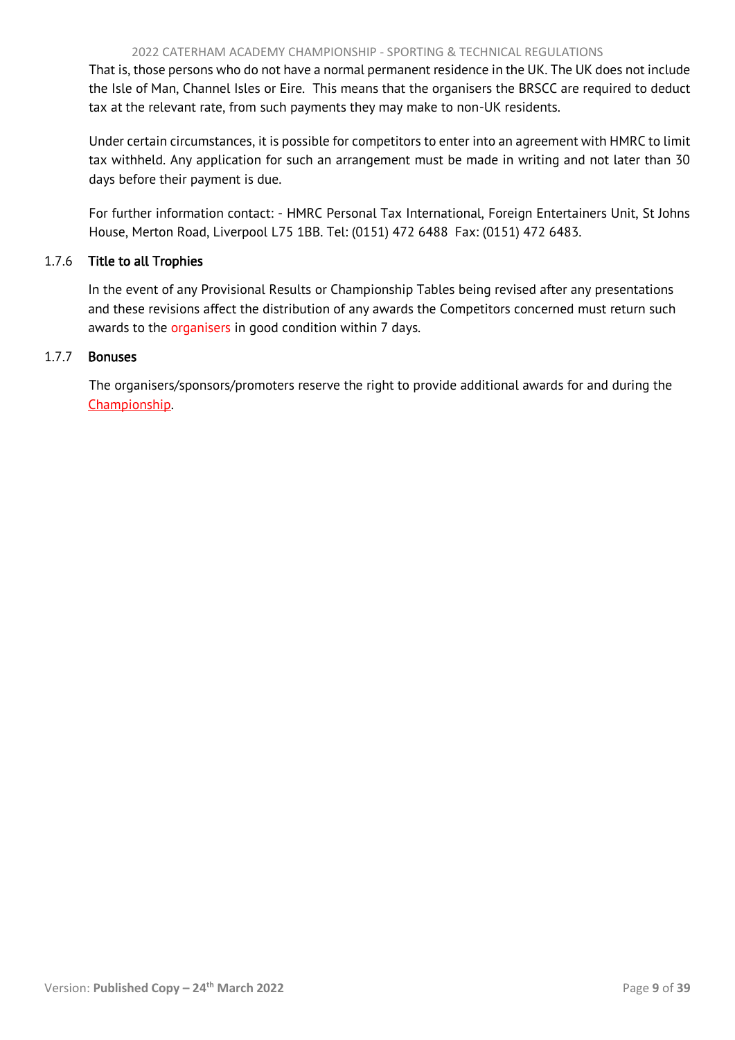That is, those persons who do not have a normal permanent residence in the UK. The UK does not include the Isle of Man, Channel Isles or Eire. This means that the organisers the BRSCC are required to deduct tax at the relevant rate, from such payments they may make to non-UK residents.

Under certain circumstances, it is possible for competitors to enter into an agreement with HMRC to limit tax withheld. Any application for such an arrangement must be made in writing and not later than 30 days before their payment is due.

For further information contact: - HMRC Personal Tax International, Foreign Entertainers Unit, St Johns House, Merton Road, Liverpool L75 1BB. Tel: (0151) 472 6488 Fax: (0151) 472 6483.

### 1.7.6 Title to all Trophies

In the event of any Provisional Results or Championship Tables being revised after any presentations and these revisions affect the distribution of any awards the Competitors concerned must return such awards to the organisers in good condition within 7 days.

### 1.7.7 Bonuses

The organisers/sponsors/promoters reserve the right to provide additional awards for and during the Championship.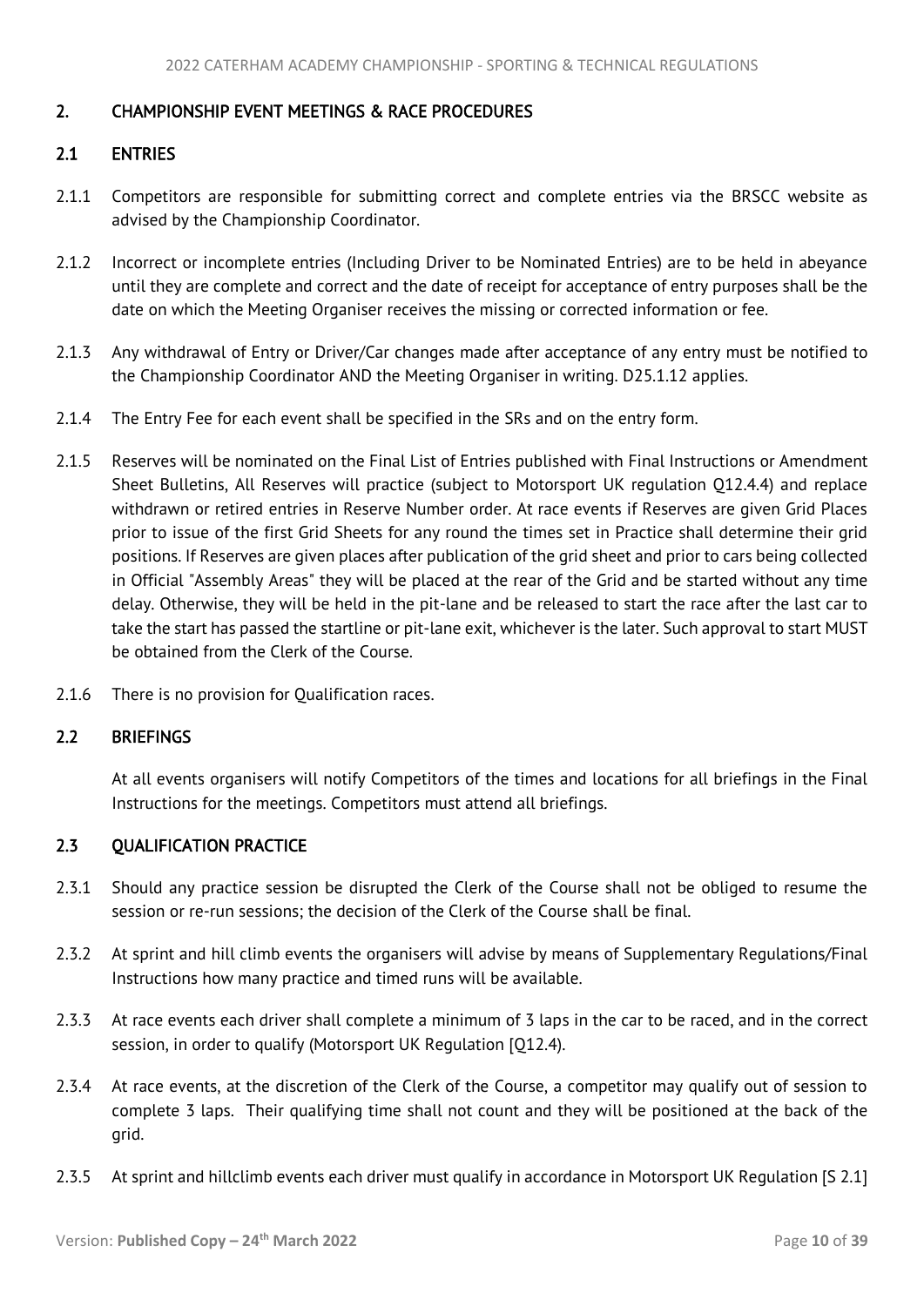## 2. CHAMPIONSHIP EVENT MEETINGS & RACE PROCEDURES

### 2.1 ENTRIES

2.1.1 Competitors are responsible for submitting correct and complete entries via the BRSCC website as advised by the Championship Coordinator.

2.1.2 Incorrect or incomplete entries (Including Driver to be Nominated Entries) are to be held in abeyance until they are complete and correct and the date of receipt for acceptance of entry purposes shall be the date on which the Meeting Organiser receives the missing or corrected information or fee.

2.1.3 Any withdrawal of Entry or Driver/Car changes made after acceptance of any entry must be notified to the Championship Coordinator AND the Meeting Organiser in writing. D25.1.12 applies.

2.1.4 The Entry Fee for each event shall be specified in the SRs and on the entry form.

2.1.5 Reserves will be nominated on the Final List of Entries published with Final Instructions or Amendment Sheet Bulletins, All Reserves will practice (subject to Motorsport UK regulation Q12.4.4) and replace withdrawn or retired entries in Reserve Number order. At race events if Reserves are given Grid Places prior to issue of the first Grid Sheets for any round the times set in Practice shall determine their grid positions. If Reserves are given places after publication of the grid sheet and prior to cars being collected in Official "Assembly Areas" they will be placed at the rear of the Grid and be started without any time delay. Otherwise, they will be held in the pit-lane and be released to start the race after the last car to take the start has passed the startline or pit-lane exit, whichever is the later. Such approval to start MUST be obtained from the Clerk of the Course.

2.1.6 There is no provision for Qualification races.

### 2.2 BRIEFINGS

At all events organisers will notify Competitors of the times and locations for all briefings in the Final Instructions for the meetings. Competitors must attend all briefings.

### 2.3 QUALIFICATION PRACTICE

2.3.1 Should any practice session be disrupted the Clerk of the Course shall not be obliged to resume the session or re-run sessions; the decision of the Clerk of the Course shall be final.

2.3.2 At sprint and hill climb events the organisers will advise by means of Supplementary Regulations/Final Instructions how many practice and timed runs will be available.

2.3.3 At race events each driver shall complete a minimum of 3 laps in the car to be raced, and in the correct session, in order to qualify (Motorsport UK Regulation [Q12.4).

2.3.4 At race events, at the discretion of the Clerk of the Course, a competitor may qualify out of session to complete 3 laps. Their qualifying time shall not count and they will be positioned at the back of the grid.

2.3.5 At sprint and hillclimb events each driver must qualify in accordance in Motorsport UK Regulation [S 2.1]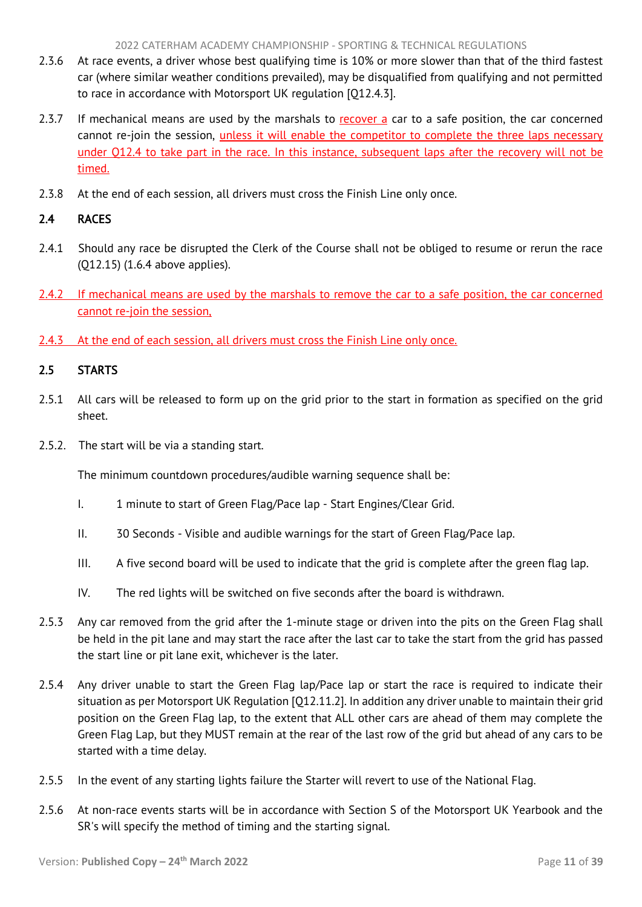2.3.6 At race events, a driver whose best qualifying time is 10% or more slower than that of the third fastest car (where similar weather conditions prevailed), may be disqualified from qualifying and not permitted to race in accordance with Motorsport UK regulation [Q12.4.3].

2.3.7 If mechanical means are used by the marshals to recover a car to a safe position, the car concerned cannot re-join the session, unless it will enable the competitor to complete the three laps necessary under Q12.4 to take part in the race. In this instance, subsequent laps after the recovery will not be timed.

2.3.8 At the end of each session, all drivers must cross the Finish Line only once.

## 2.4 RACES

2.4.1 Should any race be disrupted the Clerk of the Course shall not be obliged to resume or rerun the race (Q12.15) (1.6.4 above applies).

2.4.2 If mechanical means are used by the marshals to remove the car to a safe position, the car concerned cannot re-join the session,

2.4.3 At the end of each session, all drivers must cross the Finish Line only once.

## 2.5 STARTS

2.5.1 All cars will be released to form up on the grid prior to the start in formation as specified on the grid sheet.

2.5.2. The start will be via a standing start.

The minimum countdown procedures/audible warning sequence shall be:

I. 1 minute to start of Green Flag/Pace lap - Start Engines/Clear Grid.

II. 30 Seconds - Visible and audible warnings for the start of Green Flag/Pace lap.

III. A five second board will be used to indicate that the grid is complete after the green flag lap.

IV. The red lights will be switched on five seconds after the board is withdrawn.

2.5.3 Any car removed from the grid after the 1-minute stage or driven into the pits on the Green Flag shall be held in the pit lane and may start the race after the last car to take the start from the grid has passed the start line or pit lane exit, whichever is the later.

2.5.4 Any driver unable to start the Green Flag lap/Pace lap or start the race is required to indicate their situation as per Motorsport UK Regulation [Q12.11.2]. In addition any driver unable to maintain their grid position on the Green Flag lap, to the extent that ALL other cars are ahead of them may complete the Green Flag Lap, but they MUST remain at the rear of the last row of the grid but ahead of any cars to be started with a time delay.

2.5.5 In the event of any starting lights failure the Starter will revert to use of the National Flag.

2.5.6 At non-race events starts will be in accordance with Section S of the Motorsport UK Yearbook and the SR's will specify the method of timing and the starting signal.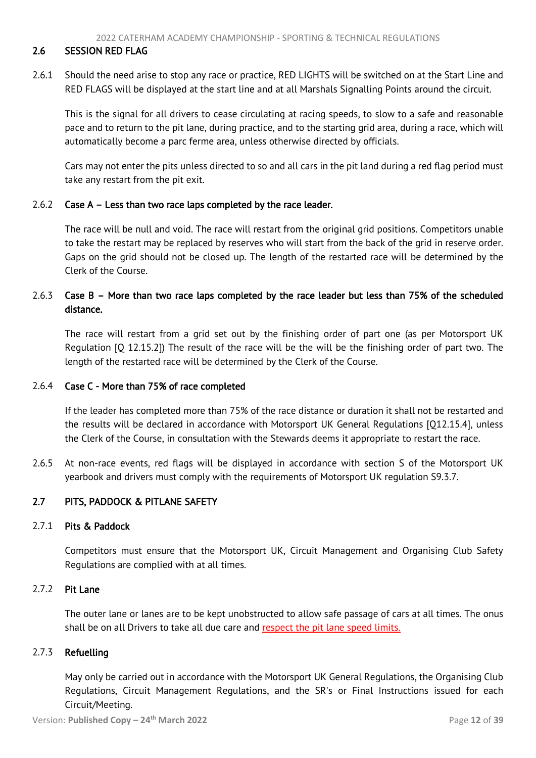## 2.6 SESSION RED FLAG

2.6.1 Should the need arise to stop any race or practice, RED LIGHTS will be switched on at the Start Line and RED FLAGS will be displayed at the start line and at all Marshals Signalling Points around the circuit.

This is the signal for all drivers to cease circulating at racing speeds, to slow to a safe and reasonable pace and to return to the pit lane, during practice, and to the starting grid area, during a race, which will automatically become a parc ferme area, unless otherwise directed by officials.

Cars may not enter the pits unless directed to so and all cars in the pit land during a red flag period must take any restart from the pit exit.

### 2.6.2 Case A – Less than two race laps completed by the race leader.

The race will be null and void. The race will restart from the original grid positions. Competitors unable to take the restart may be replaced by reserves who will start from the back of the grid in reserve order. Gaps on the grid should not be closed up. The length of the restarted race will be determined by the Clerk of the Course.

### 2.6.3 Case B – More than two race laps completed by the race leader but less than 75% of the scheduled distance.

The race will restart from a grid set out by the finishing order of part one (as per Motorsport UK Regulation [Q 12.15.2]) The result of the race will be the will be the finishing order of part two. The length of the restarted race will be determined by the Clerk of the Course.

### 2.6.4 Case C - More than 75% of race completed

If the leader has completed more than 75% of the race distance or duration it shall not be restarted and the results will be declared in accordance with Motorsport UK General Regulations [Q12.15.4], unless the Clerk of the Course, in consultation with the Stewards deems it appropriate to restart the race.

2.6.5 At non-race events, red flags will be displayed in accordance with section S of the Motorsport UK yearbook and drivers must comply with the requirements of Motorsport UK regulation S9.3.7.

## 2.7 PITS, PADDOCK & PITLANE SAFETY

### 2.7.1 Pits & Paddock

Competitors must ensure that the Motorsport UK, Circuit Management and Organising Club Safety Regulations are complied with at all times.

### 2.7.2 Pit Lane

The outer lane or lanes are to be kept unobstructed to allow safe passage of cars at all times. The onus shall be on all Drivers to take all due care and respect the pit lane speed limits.

### 2.7.3 Refuelling

May only be carried out in accordance with the Motorsport UK General Regulations, the Organising Club Regulations, Circuit Management Regulations, and the SR's or Final Instructions issued for each Circuit/Meeting.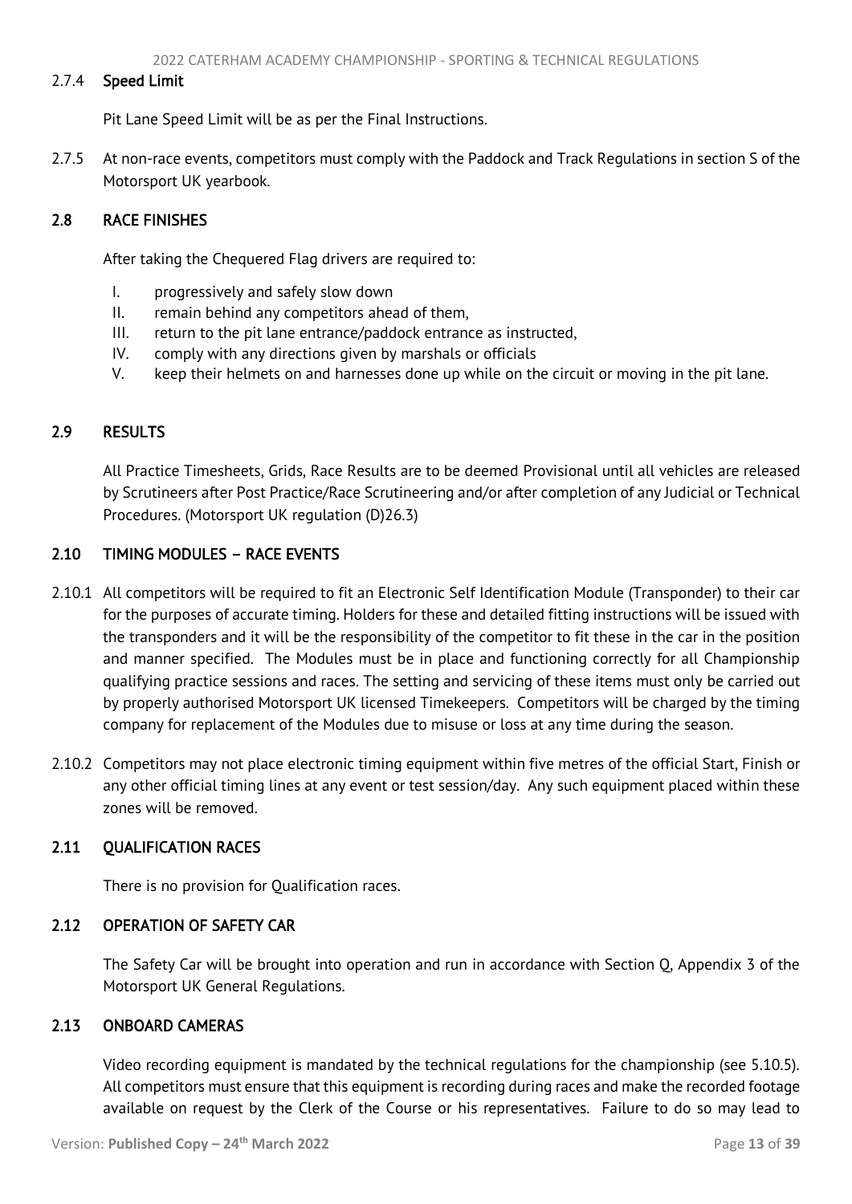#### 2.7.4 Speed Limit

Pit Lane Speed Limit will be as per the Final Instructions.

2.7.5 At non-race events, competitors must comply with the Paddock and Track Regulations in section S of the Motorsport UK yearbook.

### 2.8 RACE FINISHES

After taking the Chequered Flag drivers are required to:

- I. progressively and safely slow down
- II. remain behind any competitors ahead of them,
- III. return to the pit lane entrance/paddock entrance as instructed,
- IV. comply with any directions given by marshals or officials
- V. keep their helmets on and harnesses done up while on the circuit or moving in the pit lane.

### 2.9 RESULTS

All Practice Timesheets, Grids, Race Results are to be deemed Provisional until all vehicles are released by Scrutineers after Post Practice/Race Scrutineering and/or after completion of any Judicial or Technical Procedures. (Motorsport UK regulation (D)26.3)

### 2.10 TIMING MODULES – RACE EVENTS

2.10.1 All competitors will be required to fit an Electronic Self Identification Module (Transponder) to their car for the purposes of accurate timing. Holders for these and detailed fitting instructions will be issued with the transponders and it will be the responsibility of the competitor to fit these in the car in the position and manner specified. The Modules must be in place and functioning correctly for all Championship qualifying practice sessions and races. The setting and servicing of these items must only be carried out by properly authorised Motorsport UK licensed Timekeepers. Competitors will be charged by the timing company for replacement of the Modules due to misuse or loss at any time during the season.

2.10.2 Competitors may not place electronic timing equipment within five metres of the official Start, Finish or any other official timing lines at any event or test session/day. Any such equipment placed within these zones will be removed.

### 2.11 QUALIFICATION RACES

There is no provision for Qualification races.

### 2.12 OPERATION OF SAFETY CAR

The Safety Car will be brought into operation and run in accordance with Section Q, Appendix 3 of the Motorsport UK General Regulations.

### 2.13 ONBOARD CAMERAS

Video recording equipment is mandated by the technical regulations for the championship (see 5.10.5). All competitors must ensure that this equipment is recording during races and make the recorded footage available on request by the Clerk of the Course or his representatives. Failure to do so may lead to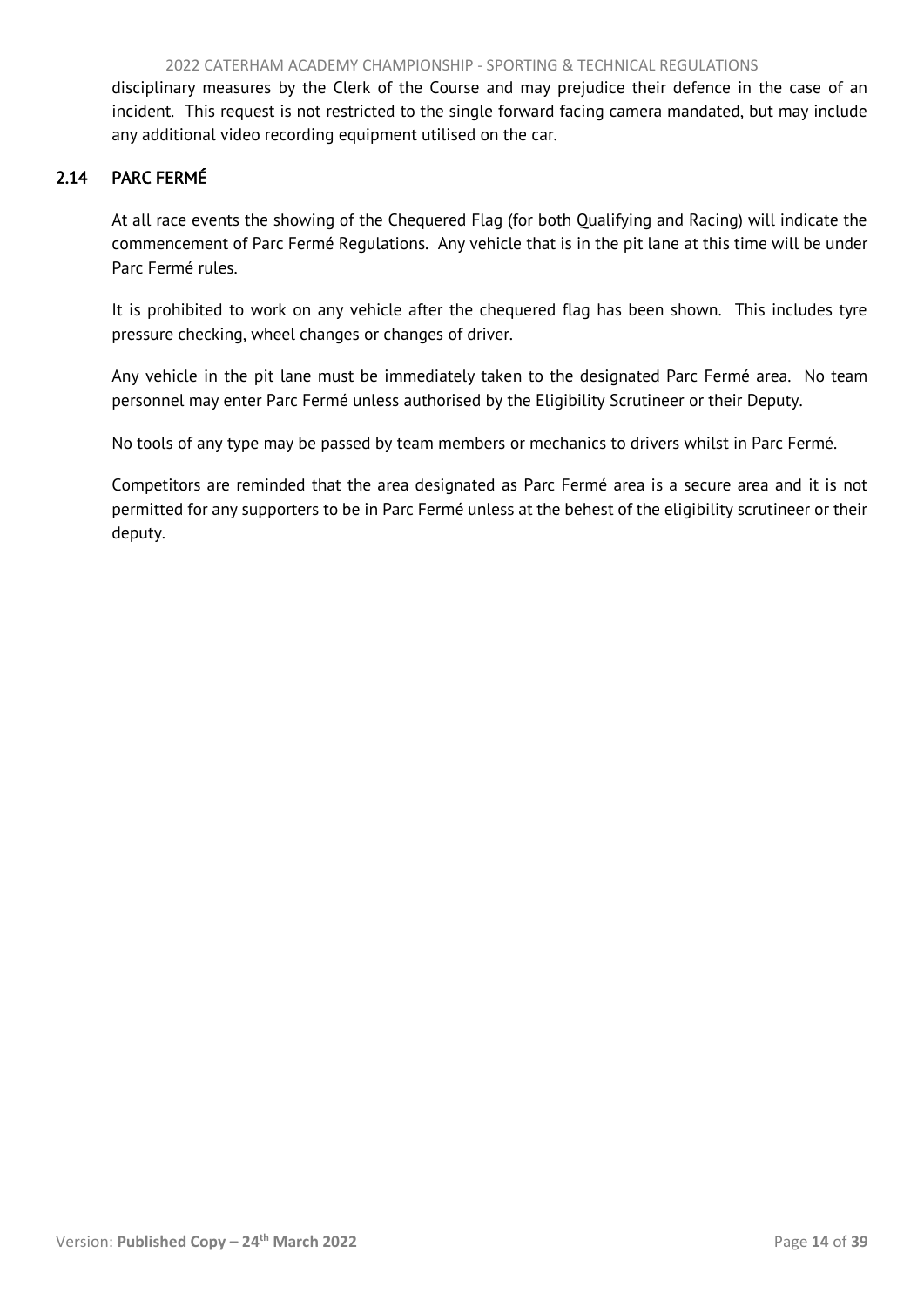disciplinary measures by the Clerk of the Course and may prejudice their defence in the case of an incident. This request is not restricted to the single forward facing camera mandated, but may include any additional video recording equipment utilised on the car.

## 2.14 PARC FERMÉ

At all race events the showing of the Chequered Flag (for both Qualifying and Racing) will indicate the commencement of Parc Fermé Regulations. Any vehicle that is in the pit lane at this time will be under Parc Fermé rules.

It is prohibited to work on any vehicle after the chequered flag has been shown. This includes tyre pressure checking, wheel changes or changes of driver.

Any vehicle in the pit lane must be immediately taken to the designated Parc Fermé area. No team personnel may enter Parc Fermé unless authorised by the Eligibility Scrutineer or their Deputy.

No tools of any type may be passed by team members or mechanics to drivers whilst in Parc Fermé.

Competitors are reminded that the area designated as Parc Fermé area is a secure area and it is not permitted for any supporters to be in Parc Fermé unless at the behest of the eligibility scrutineer or their deputy.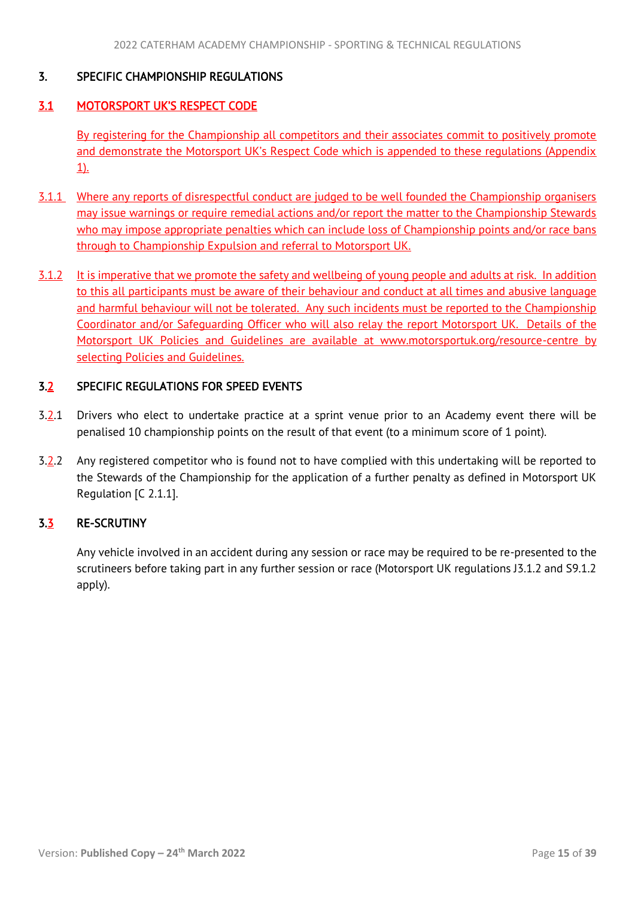## 3. SPECIFIC CHAMPIONSHIP REGULATIONS

### 3.1 MOTORSPORT UK'S RESPECT CODE

By registering for the Championship all competitors and their associates commit to positively promote and demonstrate the Motorsport UK's Respect Code which is appended to these regulations (Appendix 1).

3.1.1 Where any reports of disrespectful conduct are judged to be well founded the Championship organisers may issue warnings or require remedial actions and/or report the matter to the Championship Stewards who may impose appropriate penalties which can include loss of Championship points and/or race bans through to Championship Expulsion and referral to Motorsport UK.

3.1.2 It is imperative that we promote the safety and wellbeing of young people and adults at risk. In addition to this all participants must be aware of their behaviour and conduct at all times and abusive language and harmful behaviour will not be tolerated. Any such incidents must be reported to the Championship Coordinator and/or Safeguarding Officer who will also relay the report Motorsport UK. Details of the Motorsport UK Policies and Guidelines are available at www.motorsportuk.org/resource-centre by selecting Policies and Guidelines.

### 3.2 SPECIFIC REGULATIONS FOR SPEED EVENTS

3.2.1 Drivers who elect to undertake practice at a sprint venue prior to an Academy event there will be penalised 10 championship points on the result of that event (to a minimum score of 1 point).

3.2.2 Any registered competitor who is found not to have complied with this undertaking will be reported to the Stewards of the Championship for the application of a further penalty as defined in Motorsport UK Regulation [C 2.1.1].

### 3.3 RE-SCRUTINY

Any vehicle involved in an accident during any session or race may be required to be re-presented to the scrutineers before taking part in any further session or race (Motorsport UK regulations J3.1.2 and S9.1.2 apply).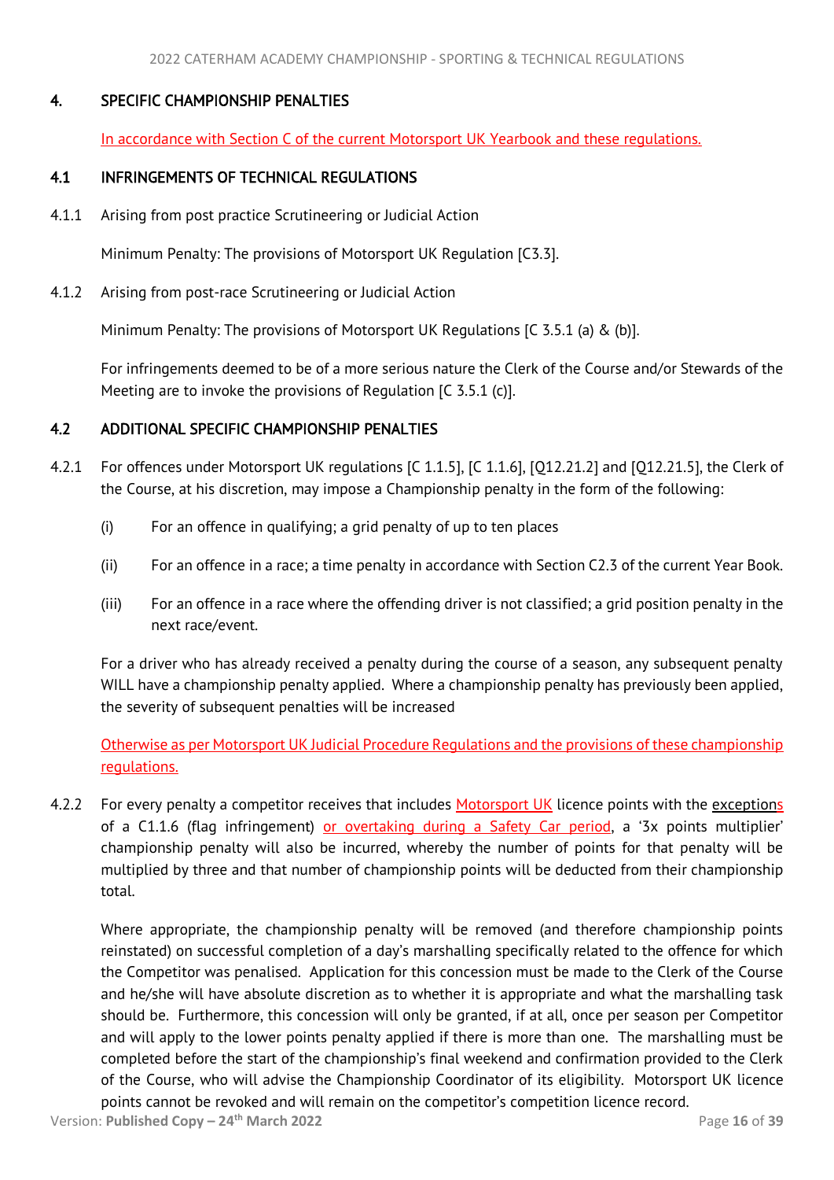## 4. SPECIFIC CHAMPIONSHIP PENALTIES

In accordance with Section C of the current Motorsport UK Yearbook and these regulations.

### 4.1 INFRINGEMENTS OF TECHNICAL REGULATIONS

4.1.1 Arising from post practice Scrutineering or Judicial Action

Minimum Penalty: The provisions of Motorsport UK Regulation [C3.3].

4.1.2 Arising from post-race Scrutineering or Judicial Action

Minimum Penalty: The provisions of Motorsport UK Regulations [C 3.5.1 (a) & (b)].

For infringements deemed to be of a more serious nature the Clerk of the Course and/or Stewards of the Meeting are to invoke the provisions of Regulation [C 3.5.1 (c)].

### 4.2 ADDITIONAL SPECIFIC CHAMPIONSHIP PENALTIES

4.2.1 For offences under Motorsport UK regulations [C 1.1.5], [C 1.1.6], [Q12.21.2] and [Q12.21.5], the Clerk of the Course, at his discretion, may impose a Championship penalty in the form of the following:

(i) For an offence in qualifying; a grid penalty of up to ten places

(ii) For an offence in a race; a time penalty in accordance with Section C2.3 of the current Year Book.

(iii) For an offence in a race where the offending driver is not classified; a grid position penalty in the next race/event.

For a driver who has already received a penalty during the course of a season, any subsequent penalty WILL have a championship penalty applied. Where a championship penalty has previously been applied, the severity of subsequent penalties will be increased

Otherwise as per Motorsport UK Judicial Procedure Regulations and the provisions of these championship regulations.

4.2.2 For every penalty a competitor receives that includes Motorsport UK licence points with the exceptions of a C1.1.6 (flag infringement) or overtaking during a Safety Car period, a '3x points multiplier' championship penalty will also be incurred, whereby the number of points for that penalty will be multiplied by three and that number of championship points will be deducted from their championship total.

Where appropriate, the championship penalty will be removed (and therefore championship points reinstated) on successful completion of a day's marshalling specifically related to the offence for which the Competitor was penalised. Application for this concession must be made to the Clerk of the Course and he/she will have absolute discretion as to whether it is appropriate and what the marshalling task should be. Furthermore, this concession will only be granted, if at all, once per season per Competitor and will apply to the lower points penalty applied if there is more than one. The marshalling must be completed before the start of the championship's final weekend and confirmation provided to the Clerk of the Course, who will advise the Championship Coordinator of its eligibility. Motorsport UK licence points cannot be revoked and will remain on the competitor's competition licence record.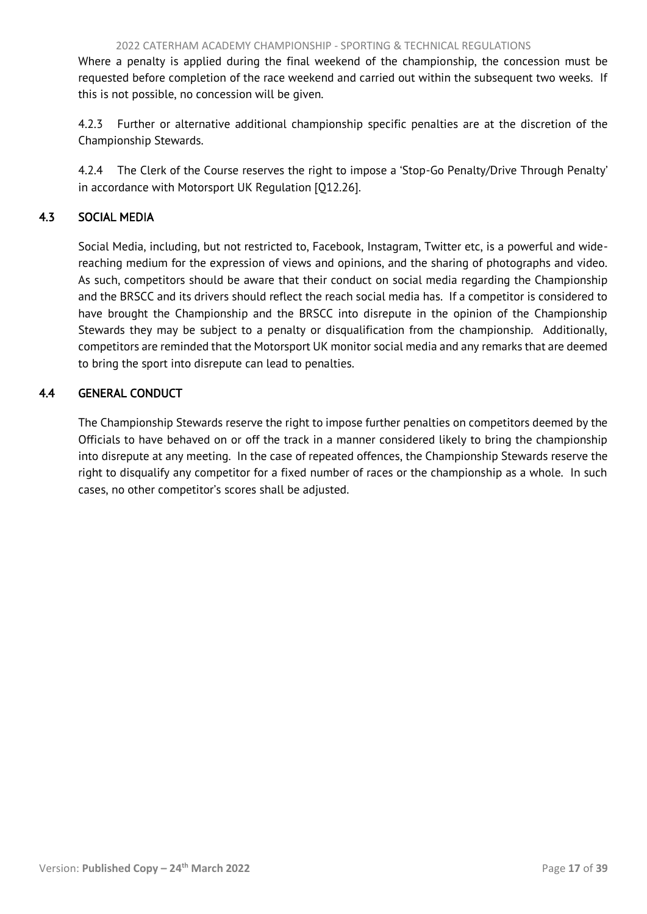Where a penalty is applied during the final weekend of the championship, the concession must be requested before completion of the race weekend and carried out within the subsequent two weeks. If this is not possible, no concession will be given.

4.2.3 Further or alternative additional championship specific penalties are at the discretion of the Championship Stewards.

4.2.4 The Clerk of the Course reserves the right to impose a 'Stop-Go Penalty/Drive Through Penalty' in accordance with Motorsport UK Regulation [Q12.26].

## 4.3 SOCIAL MEDIA

Social Media, including, but not restricted to, Facebook, Instagram, Twitter etc, is a powerful and wide-reaching medium for the expression of views and opinions, and the sharing of photographs and video. As such, competitors should be aware that their conduct on social media regarding the Championship and the BRSCC and its drivers should reflect the reach social media has. If a competitor is considered to have brought the Championship and the BRSCC into disrepute in the opinion of the Championship Stewards they may be subject to a penalty or disqualification from the championship. Additionally, competitors are reminded that the Motorsport UK monitor social media and any remarks that are deemed to bring the sport into disrepute can lead to penalties.

## 4.4 GENERAL CONDUCT

The Championship Stewards reserve the right to impose further penalties on competitors deemed by the Officials to have behaved on or off the track in a manner considered likely to bring the championship into disrepute at any meeting. In the case of repeated offences, the Championship Stewards reserve the right to disqualify any competitor for a fixed number of races or the championship as a whole. In such cases, no other competitor's scores shall be adjusted.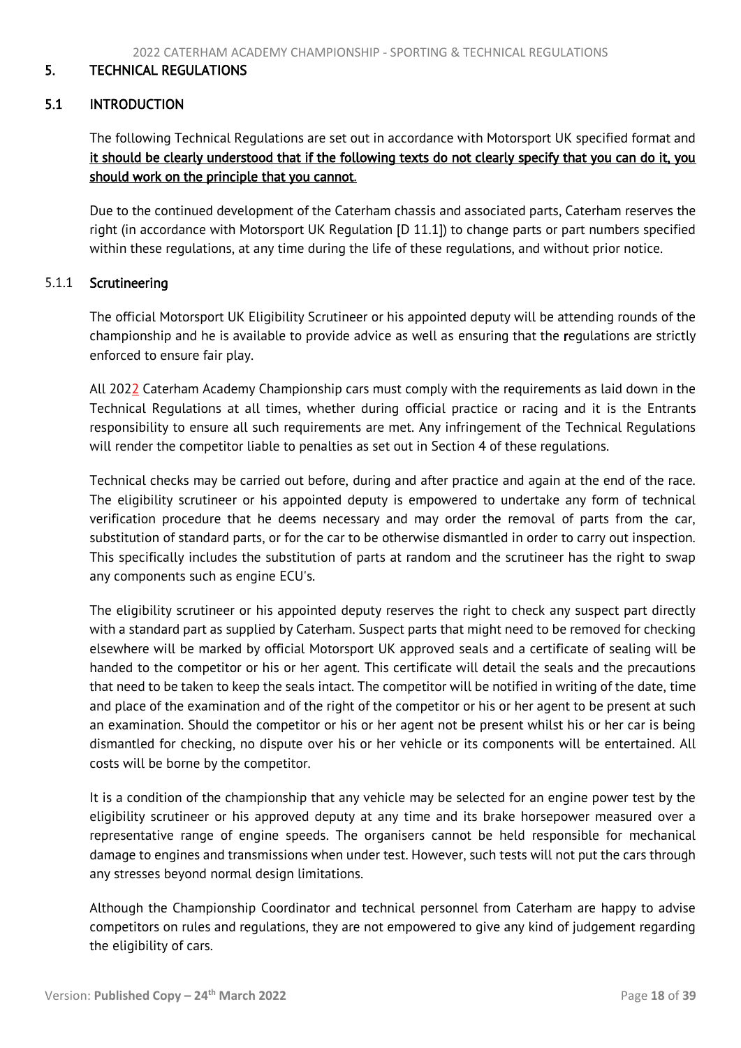## 5. TECHNICAL REGULATIONS

### 5.1 INTRODUCTION

The following Technical Regulations are set out in accordance with Motorsport UK specified format and **it should be clearly understood that if the following texts do not clearly specify that you can do it, you should work on the principle that you cannot**.

Due to the continued development of the Caterham chassis and associated parts, Caterham reserves the right (in accordance with Motorsport UK Regulation [D 11.1]) to change parts or part numbers specified within these regulations, at any time during the life of these regulations, and without prior notice.

#### 5.1.1 Scrutineering

The official Motorsport UK Eligibility Scrutineer or his appointed deputy will be attending rounds of the championship and he is available to provide advice as well as ensuring that the regulations are strictly enforced to ensure fair play.

All 2022 Caterham Academy Championship cars must comply with the requirements as laid down in the Technical Regulations at all times, whether during official practice or racing and it is the Entrants responsibility to ensure all such requirements are met. Any infringement of the Technical Regulations will render the competitor liable to penalties as set out in Section 4 of these regulations.

Technical checks may be carried out before, during and after practice and again at the end of the race. The eligibility scrutineer or his appointed deputy is empowered to undertake any form of technical verification procedure that he deems necessary and may order the removal of parts from the car, substitution of standard parts, or for the car to be otherwise dismantled in order to carry out inspection. This specifically includes the substitution of parts at random and the scrutineer has the right to swap any components such as engine ECU's.

The eligibility scrutineer or his appointed deputy reserves the right to check any suspect part directly with a standard part as supplied by Caterham. Suspect parts that might need to be removed for checking elsewhere will be marked by official Motorsport UK approved seals and a certificate of sealing will be handed to the competitor or his or her agent. This certificate will detail the seals and the precautions that need to be taken to keep the seals intact. The competitor will be notified in writing of the date, time and place of the examination and of the right of the competitor or his or her agent to be present at such an examination. Should the competitor or his or her agent not be present whilst his or her car is being dismantled for checking, no dispute over his or her vehicle or its components will be entertained. All costs will be borne by the competitor.

It is a condition of the championship that any vehicle may be selected for an engine power test by the eligibility scrutineer or his approved deputy at any time and its brake horsepower measured over a representative range of engine speeds. The organisers cannot be held responsible for mechanical damage to engines and transmissions when under test. However, such tests will not put the cars through any stresses beyond normal design limitations.

Although the Championship Coordinator and technical personnel from Caterham are happy to advise competitors on rules and regulations, they are not empowered to give any kind of judgement regarding the eligibility of cars.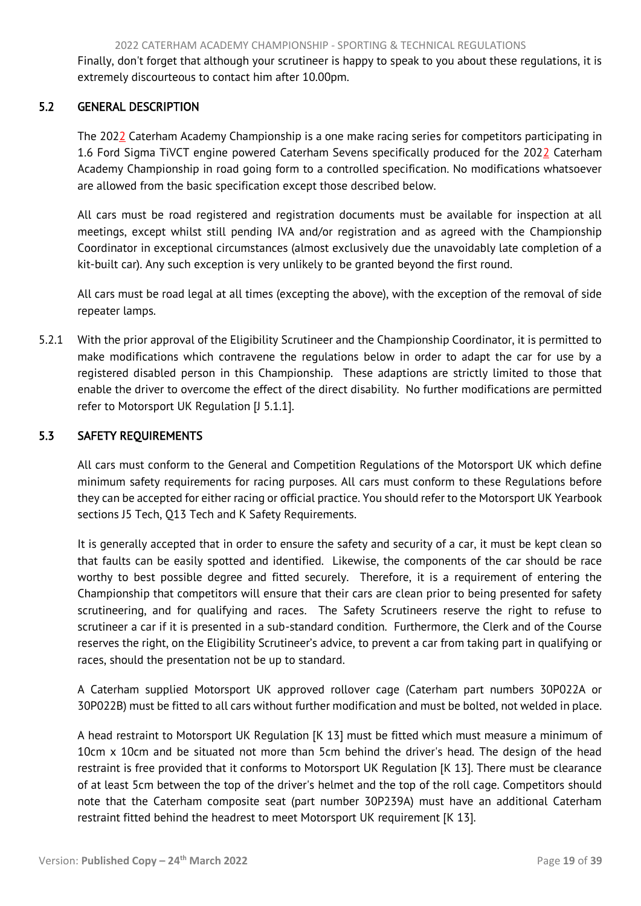Finally, don't forget that although your scrutineer is happy to speak to you about these regulations, it is extremely discourteous to contact him after 10.00pm.

## 5.2 GENERAL DESCRIPTION

The 2022 Caterham Academy Championship is a one make racing series for competitors participating in 1.6 Ford Sigma TiVCT engine powered Caterham Sevens specifically produced for the 2022 Caterham Academy Championship in road going form to a controlled specification. No modifications whatsoever are allowed from the basic specification except those described below.

All cars must be road registered and registration documents must be available for inspection at all meetings, except whilst still pending IVA and/or registration and as agreed with the Championship Coordinator in exceptional circumstances (almost exclusively due the unavoidably late completion of a kit-built car). Any such exception is very unlikely to be granted beyond the first round.

All cars must be road legal at all times (excepting the above), with the exception of the removal of side repeater lamps.

5.2.1 With the prior approval of the Eligibility Scrutineer and the Championship Coordinator, it is permitted to make modifications which contravene the regulations below in order to adapt the car for use by a registered disabled person in this Championship. These adaptions are strictly limited to those that enable the driver to overcome the effect of the direct disability. No further modifications are permitted refer to Motorsport UK Regulation [J 5.1.1].

## 5.3 SAFETY REQUIREMENTS

All cars must conform to the General and Competition Regulations of the Motorsport UK which define minimum safety requirements for racing purposes. All cars must conform to these Regulations before they can be accepted for either racing or official practice. You should refer to the Motorsport UK Yearbook sections J5 Tech, Q13 Tech and K Safety Requirements.

It is generally accepted that in order to ensure the safety and security of a car, it must be kept clean so that faults can be easily spotted and identified. Likewise, the components of the car should be race worthy to best possible degree and fitted securely. Therefore, it is a requirement of entering the Championship that competitors will ensure that their cars are clean prior to being presented for safety scrutineering, and for qualifying and races. The Safety Scrutineers reserve the right to refuse to scrutineer a car if it is presented in a sub-standard condition. Furthermore, the Clerk and of the Course reserves the right, on the Eligibility Scrutineer's advice, to prevent a car from taking part in qualifying or races, should the presentation not be up to standard.

A Caterham supplied Motorsport UK approved rollover cage (Caterham part numbers 30P022A or 30P022B) must be fitted to all cars without further modification and must be bolted, not welded in place.

A head restraint to Motorsport UK Regulation [K 13] must be fitted which must measure a minimum of 10cm x 10cm and be situated not more than 5cm behind the driver's head. The design of the head restraint is free provided that it conforms to Motorsport UK Regulation [K 13]. There must be clearance of at least 5cm between the top of the driver's helmet and the top of the roll cage. Competitors should note that the Caterham composite seat (part number 30P239A) must have an additional Caterham restraint fitted behind the headrest to meet Motorsport UK requirement [K 13].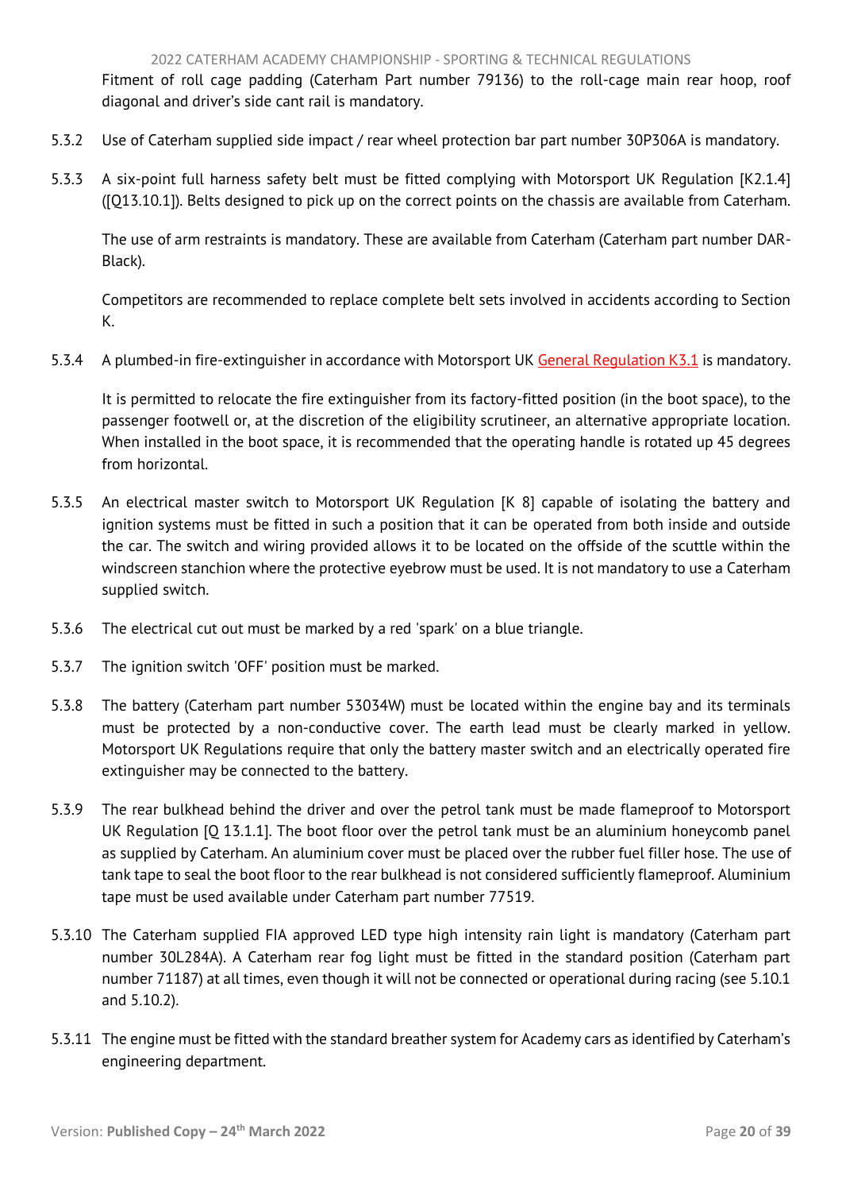Fitment of roll cage padding (Caterham Part number 79136) to the roll-cage main rear hoop, roof diagonal and driver's side cant rail is mandatory.

5.3.2 Use of Caterham supplied side impact / rear wheel protection bar part number 30P306A is mandatory.

5.3.3 A six-point full harness safety belt must be fitted complying with Motorsport UK Regulation [K2.1.4] ([Q13.10.1]). Belts designed to pick up on the correct points on the chassis are available from Caterham.

The use of arm restraints is mandatory. These are available from Caterham (Caterham part number DAR-Black).

Competitors are recommended to replace complete belt sets involved in accidents according to Section K.

5.3.4 A plumbed-in fire-extinguisher in accordance with Motorsport UK General Regulation K3.1 is mandatory.

It is permitted to relocate the fire extinguisher from its factory-fitted position (in the boot space), to the passenger footwell or, at the discretion of the eligibility scrutineer, an alternative appropriate location. When installed in the boot space, it is recommended that the operating handle is rotated up 45 degrees from horizontal.

5.3.5 An electrical master switch to Motorsport UK Regulation [K 8] capable of isolating the battery and ignition systems must be fitted in such a position that it can be operated from both inside and outside the car. The switch and wiring provided allows it to be located on the offside of the scuttle within the windscreen stanchion where the protective eyebrow must be used. It is not mandatory to use a Caterham supplied switch.

5.3.6 The electrical cut out must be marked by a red 'spark' on a blue triangle.

5.3.7 The ignition switch 'OFF' position must be marked.

5.3.8 The battery (Caterham part number 53034W) must be located within the engine bay and its terminals must be protected by a non-conductive cover. The earth lead must be clearly marked in yellow. Motorsport UK Regulations require that only the battery master switch and an electrically operated fire extinguisher may be connected to the battery.

5.3.9 The rear bulkhead behind the driver and over the petrol tank must be made flameproof to Motorsport UK Regulation [Q 13.1.1]. The boot floor over the petrol tank must be an aluminium honeycomb panel as supplied by Caterham. An aluminium cover must be placed over the rubber fuel filler hose. The use of tank tape to seal the boot floor to the rear bulkhead is not considered sufficiently flameproof. Aluminium tape must be used available under Caterham part number 77519.

5.3.10 The Caterham supplied FIA approved LED type high intensity rain light is mandatory (Caterham part number 30L284A). A Caterham rear fog light must be fitted in the standard position (Caterham part number 71187) at all times, even though it will not be connected or operational during racing (see 5.10.1 and 5.10.2).

5.3.11 The engine must be fitted with the standard breather system for Academy cars as identified by Caterham's engineering department.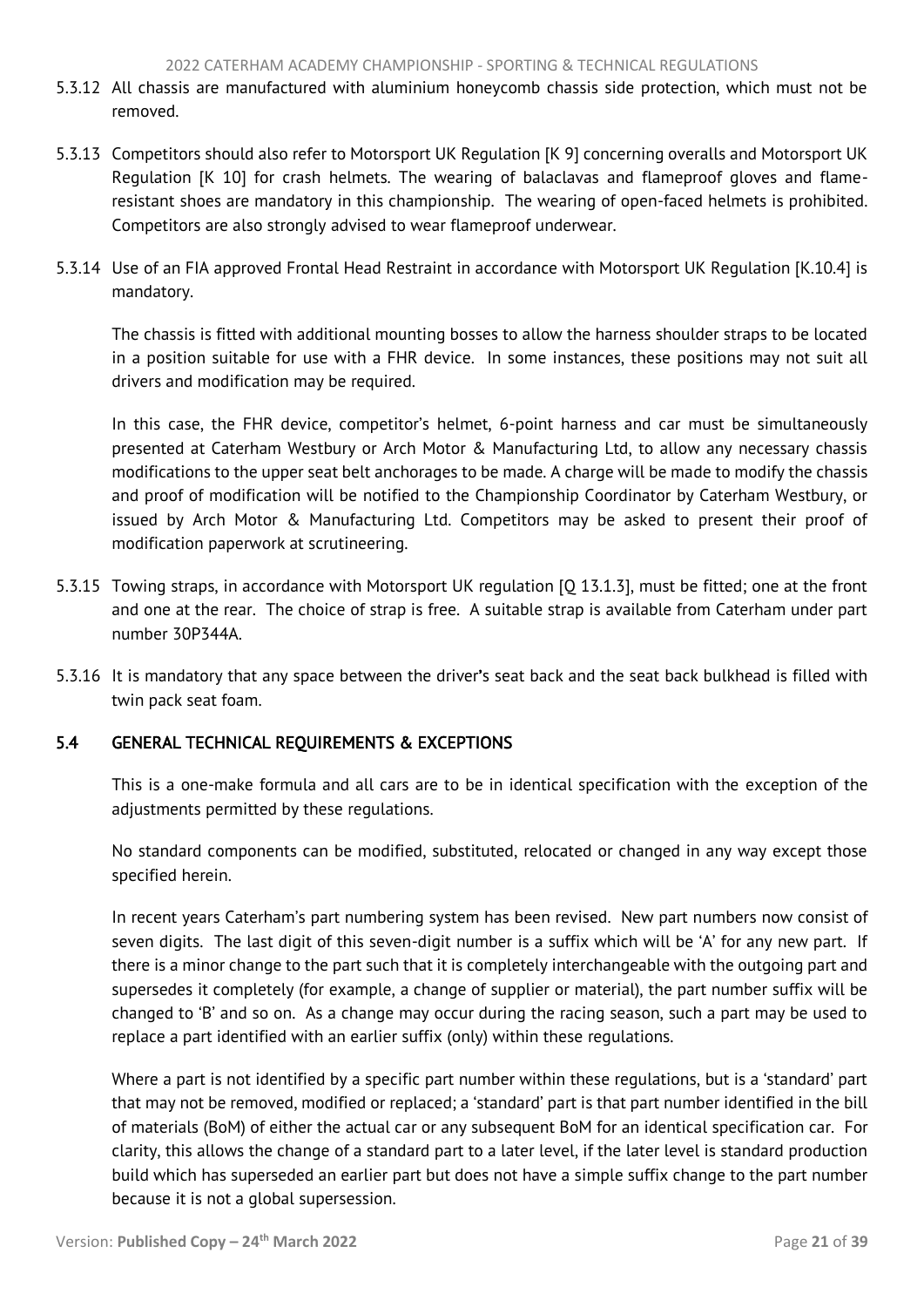5.3.12 All chassis are manufactured with aluminium honeycomb chassis side protection, which must not be removed.

5.3.13 Competitors should also refer to Motorsport UK Regulation [K 9] concerning overalls and Motorsport UK Regulation [K 10] for crash helmets. The wearing of balaclavas and flameproof gloves and flame-resistant shoes are mandatory in this championship. The wearing of open-faced helmets is prohibited. Competitors are also strongly advised to wear flameproof underwear.

5.3.14 Use of an FIA approved Frontal Head Restraint in accordance with Motorsport UK Regulation [K.10.4] is mandatory.

The chassis is fitted with additional mounting bosses to allow the harness shoulder straps to be located in a position suitable for use with a FHR device. In some instances, these positions may not suit all drivers and modification may be required.

In this case, the FHR device, competitor's helmet, 6-point harness and car must be simultaneously presented at Caterham Westbury or Arch Motor & Manufacturing Ltd, to allow any necessary chassis modifications to the upper seat belt anchorages to be made. A charge will be made to modify the chassis and proof of modification will be notified to the Championship Coordinator by Caterham Westbury, or issued by Arch Motor & Manufacturing Ltd. Competitors may be asked to present their proof of modification paperwork at scrutineering.

5.3.15 Towing straps, in accordance with Motorsport UK regulation [Q 13.1.3], must be fitted; one at the front and one at the rear. The choice of strap is free. A suitable strap is available from Caterham under part number 30P344A.

5.3.16 It is mandatory that any space between the driver's seat back and the seat back bulkhead is filled with twin pack seat foam.

## 5.4 GENERAL TECHNICAL REQUIREMENTS & EXCEPTIONS

This is a one-make formula and all cars are to be in identical specification with the exception of the adjustments permitted by these regulations.

No standard components can be modified, substituted, relocated or changed in any way except those specified herein.

In recent years Caterham's part numbering system has been revised. New part numbers now consist of seven digits. The last digit of this seven-digit number is a suffix which will be 'A' for any new part. If there is a minor change to the part such that it is completely interchangeable with the outgoing part and supersedes it completely (for example, a change of supplier or material), the part number suffix will be changed to 'B' and so on. As a change may occur during the racing season, such a part may be used to replace a part identified with an earlier suffix (only) within these regulations.

Where a part is not identified by a specific part number within these regulations, but is a 'standard' part that may not be removed, modified or replaced; a 'standard' part is that part number identified in the bill of materials (BoM) of either the actual car or any subsequent BoM for an identical specification car. For clarity, this allows the change of a standard part to a later level, if the later level is standard production build which has superseded an earlier part but does not have a simple suffix change to the part number because it is not a global supersession.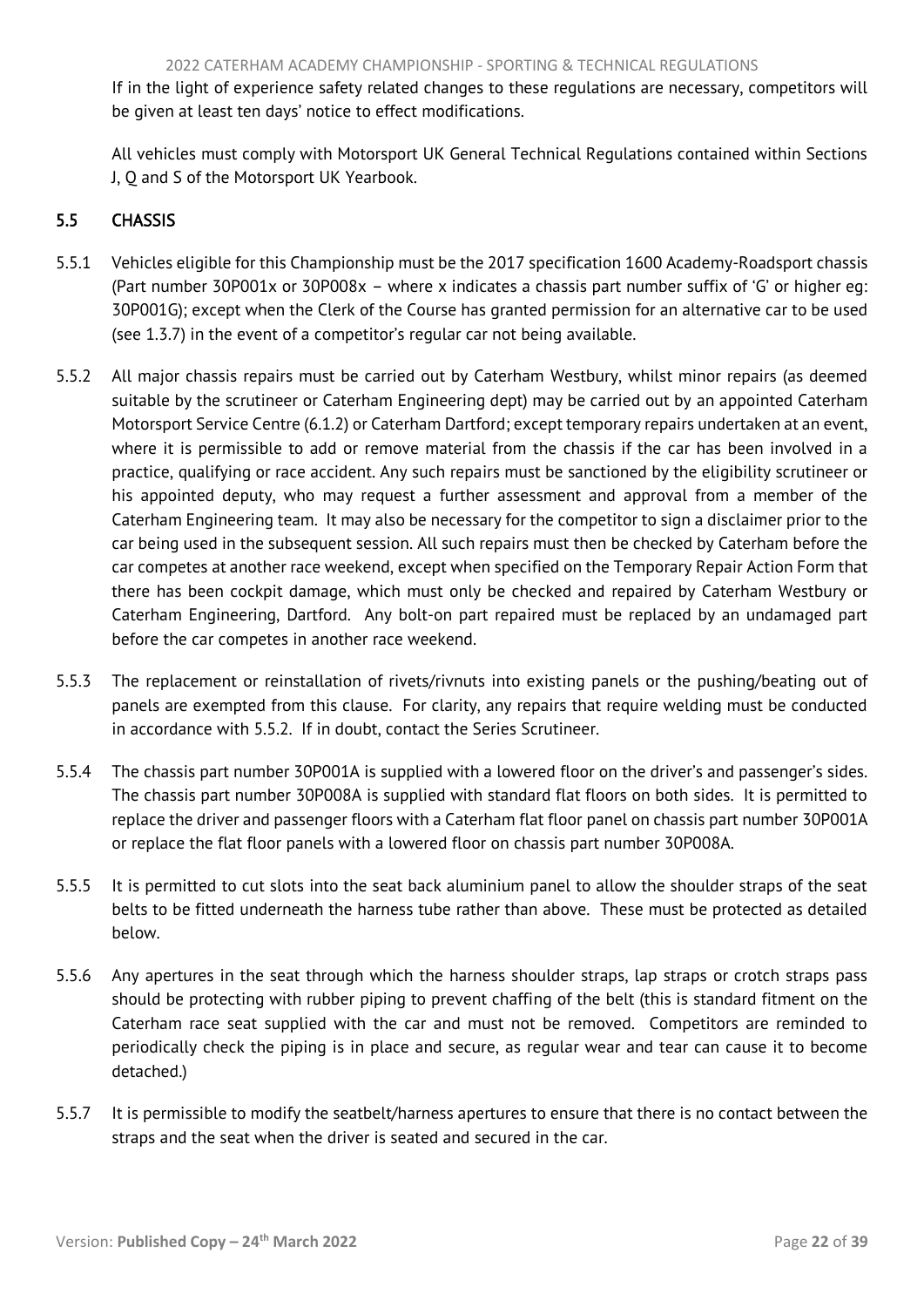If in the light of experience safety related changes to these regulations are necessary, competitors will be given at least ten days' notice to effect modifications.

All vehicles must comply with Motorsport UK General Technical Regulations contained within Sections J, Q and S of the Motorsport UK Yearbook.

## 5.5 CHASSIS

5.5.1 Vehicles eligible for this Championship must be the 2017 specification 1600 Academy-Roadsport chassis (Part number 30P001x or 30P008x – where x indicates a chassis part number suffix of 'G' or higher eg: 30P001G); except when the Clerk of the Course has granted permission for an alternative car to be used (see 1.3.7) in the event of a competitor's regular car not being available.

5.5.2 All major chassis repairs must be carried out by Caterham Westbury, whilst minor repairs (as deemed suitable by the scrutineer or Caterham Engineering dept) may be carried out by an appointed Caterham Motorsport Service Centre (6.1.2) or Caterham Dartford; except temporary repairs undertaken at an event, where it is permissible to add or remove material from the chassis if the car has been involved in a practice, qualifying or race accident. Any such repairs must be sanctioned by the eligibility scrutineer or his appointed deputy, who may request a further assessment and approval from a member of the Caterham Engineering team. It may also be necessary for the competitor to sign a disclaimer prior to the car being used in the subsequent session. All such repairs must then be checked by Caterham before the car competes at another race weekend, except when specified on the Temporary Repair Action Form that there has been cockpit damage, which must only be checked and repaired by Caterham Westbury or Caterham Engineering, Dartford. Any bolt-on part repaired must be replaced by an undamaged part before the car competes in another race weekend.

5.5.3 The replacement or reinstallation of rivets/rivnuts into existing panels or the pushing/beating out of panels are exempted from this clause. For clarity, any repairs that require welding must be conducted in accordance with 5.5.2. If in doubt, contact the Series Scrutineer.

5.5.4 The chassis part number 30P001A is supplied with a lowered floor on the driver's and passenger's sides. The chassis part number 30P008A is supplied with standard flat floors on both sides. It is permitted to replace the driver and passenger floors with a Caterham flat floor panel on chassis part number 30P001A or replace the flat floor panels with a lowered floor on chassis part number 30P008A.

5.5.5 It is permitted to cut slots into the seat back aluminium panel to allow the shoulder straps of the seat belts to be fitted underneath the harness tube rather than above. These must be protected as detailed below.

5.5.6 Any apertures in the seat through which the harness shoulder straps, lap straps or crotch straps pass should be protecting with rubber piping to prevent chaffing of the belt (this is standard fitment on the Caterham race seat supplied with the car and must not be removed. Competitors are reminded to periodically check the piping is in place and secure, as regular wear and tear can cause it to become detached.)

5.5.7 It is permissible to modify the seatbelt/harness apertures to ensure that there is no contact between the straps and the seat when the driver is seated and secured in the car.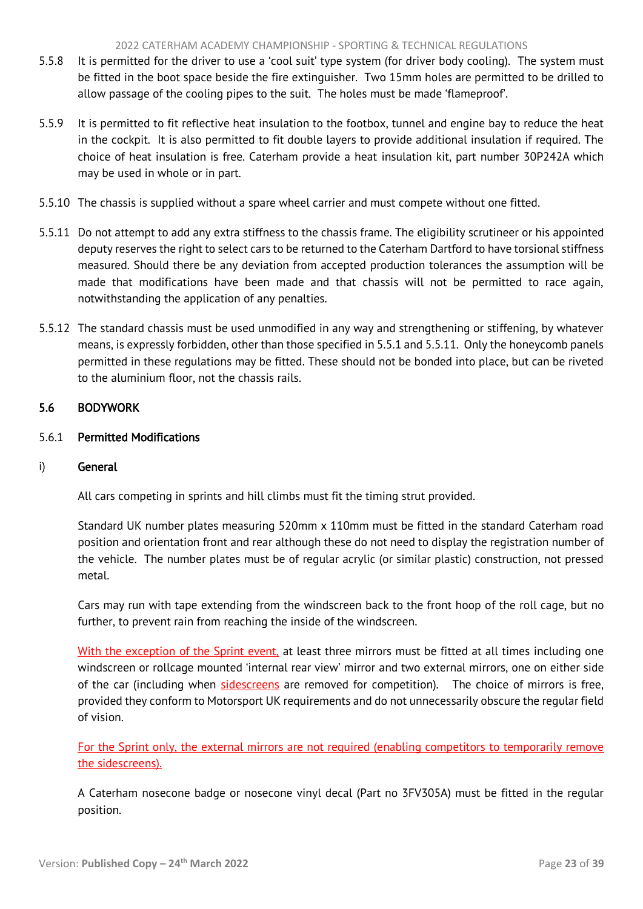5.5.8 It is permitted for the driver to use a 'cool suit' type system (for driver body cooling). The system must be fitted in the boot space beside the fire extinguisher. Two 15mm holes are permitted to be drilled to allow passage of the cooling pipes to the suit. The holes must be made 'flameproof'.

5.5.9 It is permitted to fit reflective heat insulation to the footbox, tunnel and engine bay to reduce the heat in the cockpit. It is also permitted to fit double layers to provide additional insulation if required. The choice of heat insulation is free. Caterham provide a heat insulation kit, part number 30P242A which may be used in whole or in part.

5.5.10 The chassis is supplied without a spare wheel carrier and must compete without one fitted.

5.5.11 Do not attempt to add any extra stiffness to the chassis frame. The eligibility scrutineer or his appointed deputy reserves the right to select cars to be returned to the Caterham Dartford to have torsional stiffness measured. Should there be any deviation from accepted production tolerances the assumption will be made that modifications have been made and that chassis will not be permitted to race again, notwithstanding the application of any penalties.

5.5.12 The standard chassis must be used unmodified in any way and strengthening or stiffening, by whatever means, is expressly forbidden, other than those specified in 5.5.1 and 5.5.11. Only the honeycomb panels permitted in these regulations may be fitted. These should not be bonded into place, but can be riveted to the aluminium floor, not the chassis rails.

## 5.6 BODYWORK

### 5.6.1 Permitted Modifications

#### i) General

All cars competing in sprints and hill climbs must fit the timing strut provided.

Standard UK number plates measuring 520mm x 110mm must be fitted in the standard Caterham road position and orientation front and rear although these do not need to display the registration number of the vehicle. The number plates must be of regular acrylic (or similar plastic) construction, not pressed metal.

Cars may run with tape extending from the windscreen back to the front hoop of the roll cage, but no further, to prevent rain from reaching the inside of the windscreen.

With the exception of the Sprint event, at least three mirrors must be fitted at all times including one windscreen or rollcage mounted 'internal rear view' mirror and two external mirrors, one on either side of the car (including when sidescreens are removed for competition). The choice of mirrors is free, provided they conform to Motorsport UK requirements and do not unnecessarily obscure the regular field of vision.

For the Sprint only, the external mirrors are not required (enabling competitors to temporarily remove the sidescreens).

A Caterham nosecone badge or nosecone vinyl decal (Part no 3FV305A) must be fitted in the regular position.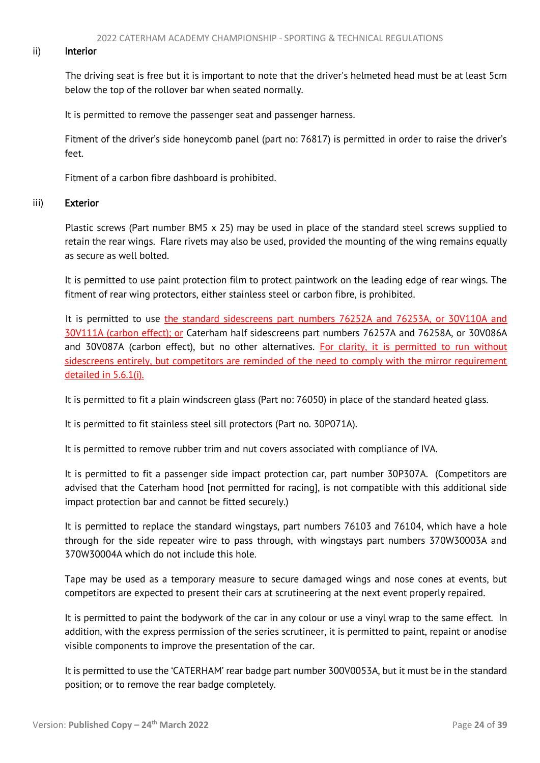ii) **Interior**

The driving seat is free but it is important to note that the driver's helmeted head must be at least 5cm below the top of the rollover bar when seated normally.

It is permitted to remove the passenger seat and passenger harness.

Fitment of the driver's side honeycomb panel (part no: 76817) is permitted in order to raise the driver's feet.

Fitment of a carbon fibre dashboard is prohibited.

iii) **Exterior**

Plastic screws (Part number BM5 x 25) may be used in place of the standard steel screws supplied to retain the rear wings. Flare rivets may also be used, provided the mounting of the wing remains equally as secure as well bolted.

It is permitted to use paint protection film to protect paintwork on the leading edge of rear wings. The fitment of rear wing protectors, either stainless steel or carbon fibre, is prohibited.

It is permitted to use the standard sidescreens part numbers 76252A and 76253A, or 30V110A and 30V111A (carbon effect); or Caterham half sidescreens part numbers 76257A and 76258A, or 30V086A and 30V087A (carbon effect), but no other alternatives. For clarity, it is permitted to run without sidescreens entirely, but competitors are reminded of the need to comply with the mirror requirement detailed in 5.6.1(i).

It is permitted to fit a plain windscreen glass (Part no: 76050) in place of the standard heated glass.

It is permitted to fit stainless steel sill protectors (Part no. 30P071A).

It is permitted to remove rubber trim and nut covers associated with compliance of IVA.

It is permitted to fit a passenger side impact protection car, part number 30P307A. (Competitors are advised that the Caterham hood [not permitted for racing], is not compatible with this additional side impact protection bar and cannot be fitted securely.)

It is permitted to replace the standard wingstays, part numbers 76103 and 76104, which have a hole through for the side repeater wire to pass through, with wingstays part numbers 370W30003A and 370W30004A which do not include this hole.

Tape may be used as a temporary measure to secure damaged wings and nose cones at events, but competitors are expected to present their cars at scrutineering at the next event properly repaired.

It is permitted to paint the bodywork of the car in any colour or use a vinyl wrap to the same effect. In addition, with the express permission of the series scrutineer, it is permitted to paint, repaint or anodise visible components to improve the presentation of the car.

It is permitted to use the 'CATERHAM' rear badge part number 300V0053A, but it must be in the standard position; or to remove the rear badge completely.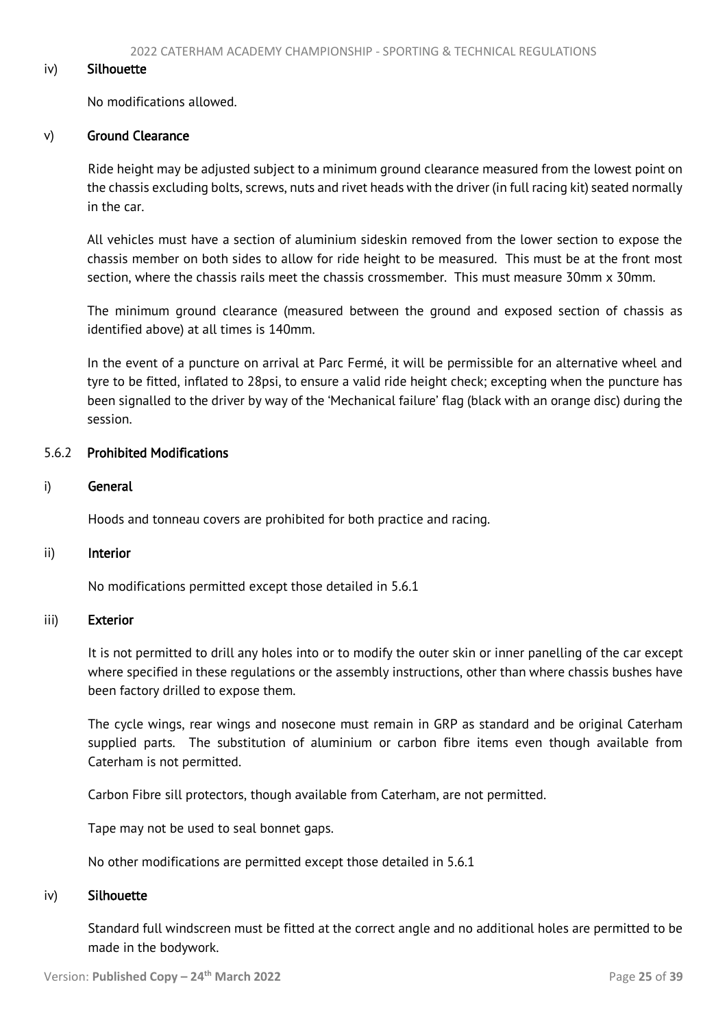### iv) Silhouette

No modifications allowed.

### v) Ground Clearance

Ride height may be adjusted subject to a minimum ground clearance measured from the lowest point on the chassis excluding bolts, screws, nuts and rivet heads with the driver (in full racing kit) seated normally in the car.

All vehicles must have a section of aluminium sideskin removed from the lower section to expose the chassis member on both sides to allow for ride height to be measured. This must be at the front most section, where the chassis rails meet the chassis crossmember. This must measure 30mm x 30mm.

The minimum ground clearance (measured between the ground and exposed section of chassis as identified above) at all times is 140mm.

In the event of a puncture on arrival at Parc Fermé, it will be permissible for an alternative wheel and tyre to be fitted, inflated to 28psi, to ensure a valid ride height check; excepting when the puncture has been signalled to the driver by way of the 'Mechanical failure' flag (black with an orange disc) during the session.

## 5.6.2 Prohibited Modifications

### i) General

Hoods and tonneau covers are prohibited for both practice and racing.

### ii) Interior

No modifications permitted except those detailed in 5.6.1

### iii) Exterior

It is not permitted to drill any holes into or to modify the outer skin or inner panelling of the car except where specified in these regulations or the assembly instructions, other than where chassis bushes have been factory drilled to expose them.

The cycle wings, rear wings and nosecone must remain in GRP as standard and be original Caterham supplied parts. The substitution of aluminium or carbon fibre items even though available from Caterham is not permitted.

Carbon Fibre sill protectors, though available from Caterham, are not permitted.

Tape may not be used to seal bonnet gaps.

No other modifications are permitted except those detailed in 5.6.1

### iv) Silhouette

Standard full windscreen must be fitted at the correct angle and no additional holes are permitted to be made in the bodywork.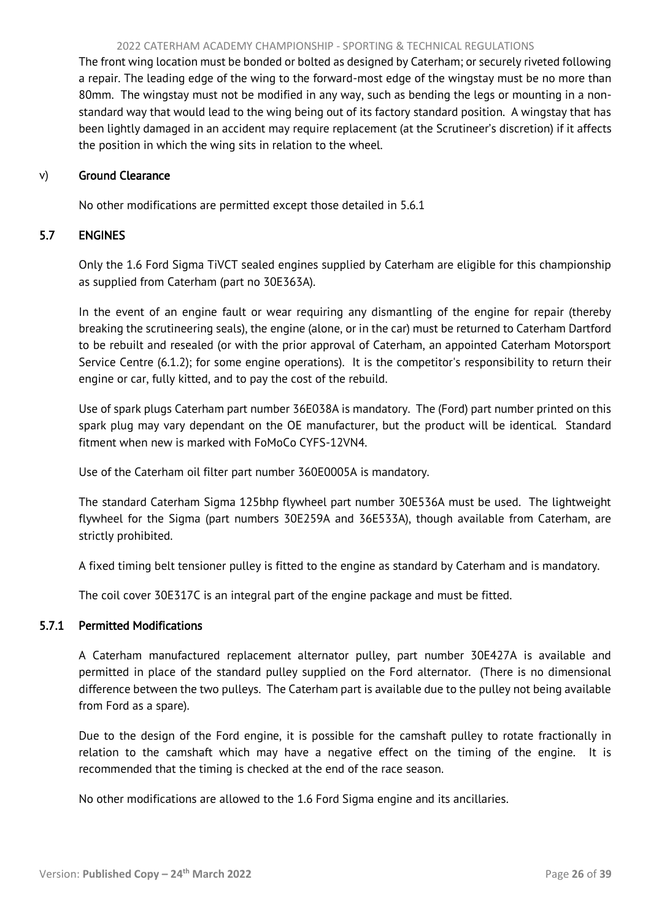The front wing location must be bonded or bolted as designed by Caterham; or securely riveted following a repair. The leading edge of the wing to the forward-most edge of the wingstay must be no more than 80mm. The wingstay must not be modified in any way, such as bending the legs or mounting in a non-standard way that would lead to the wing being out of its factory standard position. A wingstay that has been lightly damaged in an accident may require replacement (at the Scrutineer's discretion) if it affects the position in which the wing sits in relation to the wheel.

v) **Ground Clearance**

No other modifications are permitted except those detailed in 5.6.1

## 5.7 ENGINES

Only the 1.6 Ford Sigma TiVCT sealed engines supplied by Caterham are eligible for this championship as supplied from Caterham (part no 30E363A).

In the event of an engine fault or wear requiring any dismantling of the engine for repair (thereby breaking the scrutineering seals), the engine (alone, or in the car) must be returned to Caterham Dartford to be rebuilt and resealed (or with the prior approval of Caterham, an appointed Caterham Motorsport Service Centre (6.1.2); for some engine operations). It is the competitor's responsibility to return their engine or car, fully kitted, and to pay the cost of the rebuild.

Use of spark plugs Caterham part number 36E038A is mandatory. The (Ford) part number printed on this spark plug may vary dependant on the OE manufacturer, but the product will be identical. Standard fitment when new is marked with FoMoCo CYFS-12VN4.

Use of the Caterham oil filter part number 360E0005A is mandatory.

The standard Caterham Sigma 125bhp flywheel part number 30E536A must be used. The lightweight flywheel for the Sigma (part numbers 30E259A and 36E533A), though available from Caterham, are strictly prohibited.

A fixed timing belt tensioner pulley is fitted to the engine as standard by Caterham and is mandatory.

The coil cover 30E317C is an integral part of the engine package and must be fitted.

### 5.7.1 Permitted Modifications

A Caterham manufactured replacement alternator pulley, part number 30E427A is available and permitted in place of the standard pulley supplied on the Ford alternator. (There is no dimensional difference between the two pulleys. The Caterham part is available due to the pulley not being available from Ford as a spare).

Due to the design of the Ford engine, it is possible for the camshaft pulley to rotate fractionally in relation to the camshaft which may have a negative effect on the timing of the engine. It is recommended that the timing is checked at the end of the race season.

No other modifications are allowed to the 1.6 Ford Sigma engine and its ancillaries.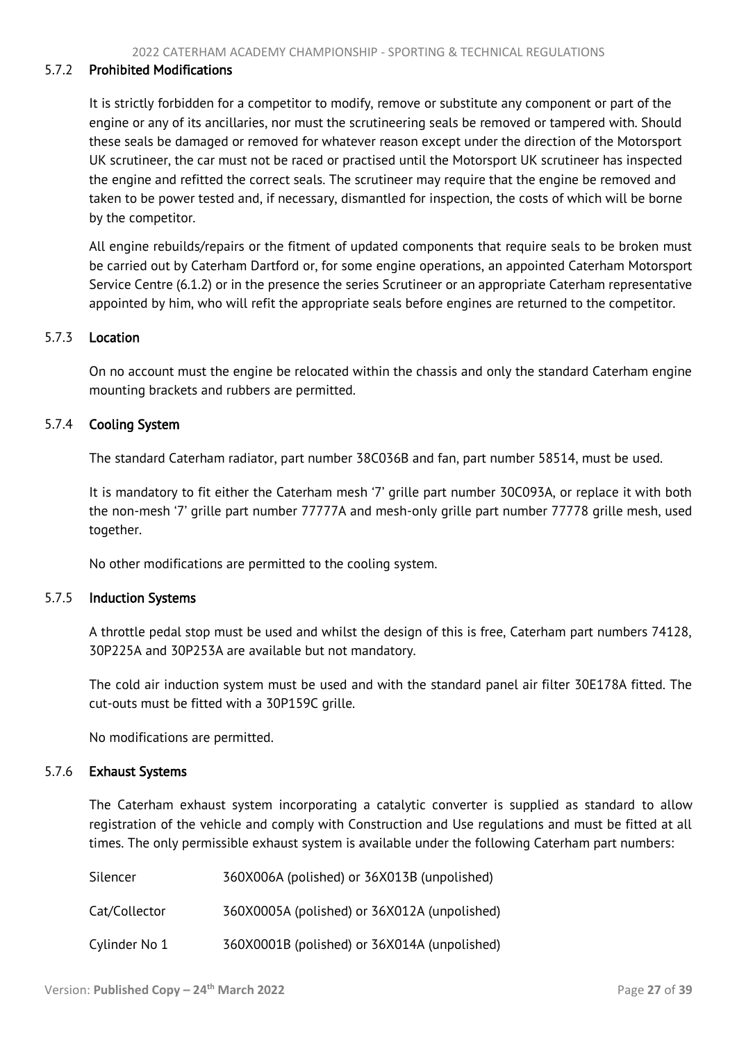#### 5.7.2 Prohibited Modifications

It is strictly forbidden for a competitor to modify, remove or substitute any component or part of the engine or any of its ancillaries, nor must the scrutineering seals be removed or tampered with. Should these seals be damaged or removed for whatever reason except under the direction of the Motorsport UK scrutineer, the car must not be raced or practised until the Motorsport UK scrutineer has inspected the engine and refitted the correct seals. The scrutineer may require that the engine be removed and taken to be power tested and, if necessary, dismantled for inspection, the costs of which will be borne by the competitor.

All engine rebuilds/repairs or the fitment of updated components that require seals to be broken must be carried out by Caterham Dartford or, for some engine operations, an appointed Caterham Motorsport Service Centre (6.1.2) or in the presence the series Scrutineer or an appropriate Caterham representative appointed by him, who will refit the appropriate seals before engines are returned to the competitor.

#### 5.7.3 Location

On no account must the engine be relocated within the chassis and only the standard Caterham engine mounting brackets and rubbers are permitted.

#### 5.7.4 Cooling System

The standard Caterham radiator, part number 38C036B and fan, part number 58514, must be used.

It is mandatory to fit either the Caterham mesh '7' grille part number 30C093A, or replace it with both the non-mesh '7' grille part number 77777A and mesh-only grille part number 77778 grille mesh, used together.

No other modifications are permitted to the cooling system.

#### 5.7.5 Induction Systems

A throttle pedal stop must be used and whilst the design of this is free, Caterham part numbers 74128, 30P225A and 30P253A are available but not mandatory.

The cold air induction system must be used and with the standard panel air filter 30E178A fitted. The cut-outs must be fitted with a 30P159C grille.

No modifications are permitted.

#### 5.7.6 Exhaust Systems

The Caterham exhaust system incorporating a catalytic converter is supplied as standard to allow registration of the vehicle and comply with Construction and Use regulations and must be fitted at all times. The only permissible exhaust system is available under the following Caterham part numbers:

| | |
|---|---|
| Silencer | 360X006A (polished) or 36X013B (unpolished) |
| Cat/Collector | 360X0005A (polished) or 36X012A (unpolished) |
| Cylinder No 1 | 360X0001B (polished) or 36X014A (unpolished) |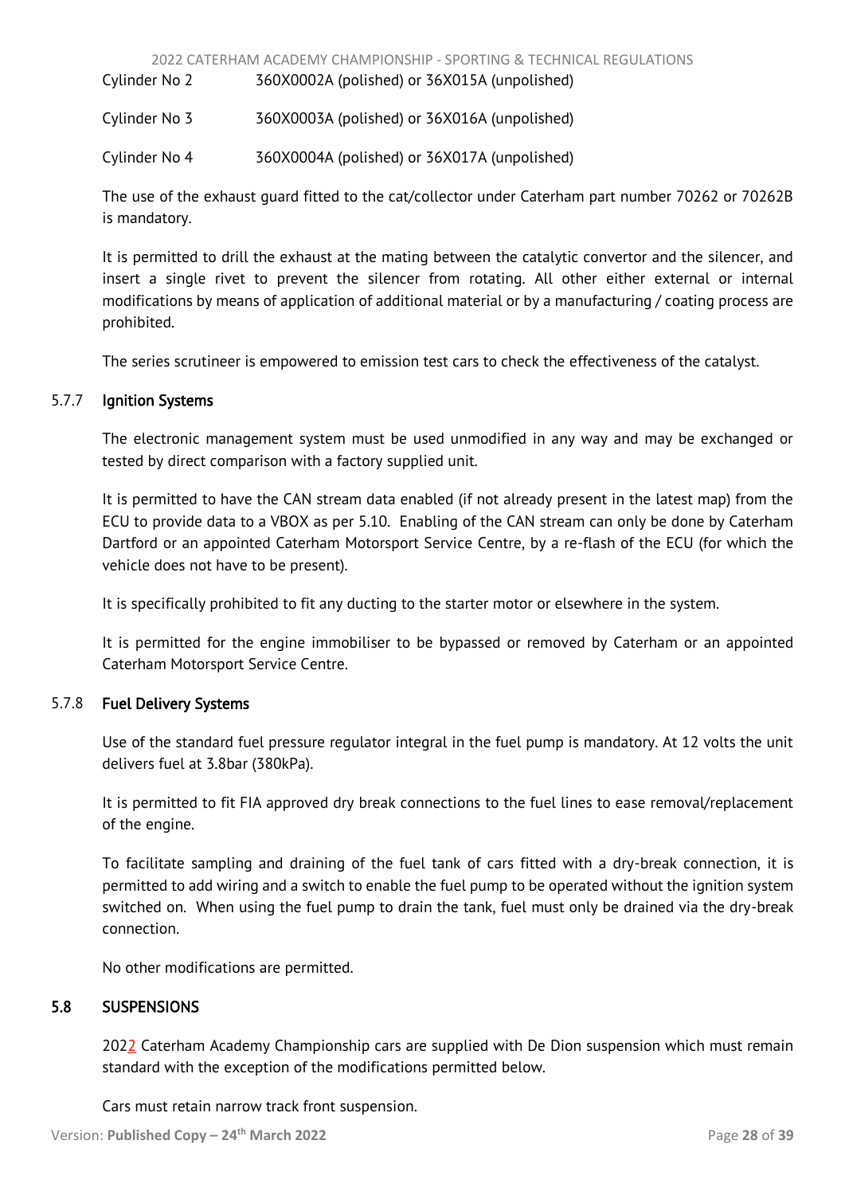| | |
|---|---|
| Cylinder No 2 | 360X0002A (polished) or 36X015A (unpolished) |
| Cylinder No 3 | 360X0003A (polished) or 36X016A (unpolished) |
| Cylinder No 4 | 360X0004A (polished) or 36X017A (unpolished) |

The use of the exhaust guard fitted to the cat/collector under Caterham part number 70262 or 70262B is mandatory.

It is permitted to drill the exhaust at the mating between the catalytic convertor and the silencer, and insert a single rivet to prevent the silencer from rotating. All other either external or internal modifications by means of application of additional material or by a manufacturing / coating process are prohibited.

The series scrutineer is empowered to emission test cars to check the effectiveness of the catalyst.

### 5.7.7 Ignition Systems

The electronic management system must be used unmodified in any way and may be exchanged or tested by direct comparison with a factory supplied unit.

It is permitted to have the CAN stream data enabled (if not already present in the latest map) from the ECU to provide data to a VBOX as per 5.10. Enabling of the CAN stream can only be done by Caterham Dartford or an appointed Caterham Motorsport Service Centre, by a re-flash of the ECU (for which the vehicle does not have to be present).

It is specifically prohibited to fit any ducting to the starter motor or elsewhere in the system.

It is permitted for the engine immobiliser to be bypassed or removed by Caterham or an appointed Caterham Motorsport Service Centre.

### 5.7.8 Fuel Delivery Systems

Use of the standard fuel pressure regulator integral in the fuel pump is mandatory. At 12 volts the unit delivers fuel at 3.8bar (380kPa).

It is permitted to fit FIA approved dry break connections to the fuel lines to ease removal/replacement of the engine.

To facilitate sampling and draining of the fuel tank of cars fitted with a dry-break connection, it is permitted to add wiring and a switch to enable the fuel pump to be operated without the ignition system switched on. When using the fuel pump to drain the tank, fuel must only be drained via the dry-break connection.

No other modifications are permitted.

## 5.8 SUSPENSIONS

2022 Caterham Academy Championship cars are supplied with De Dion suspension which must remain standard with the exception of the modifications permitted below.

Cars must retain narrow track front suspension.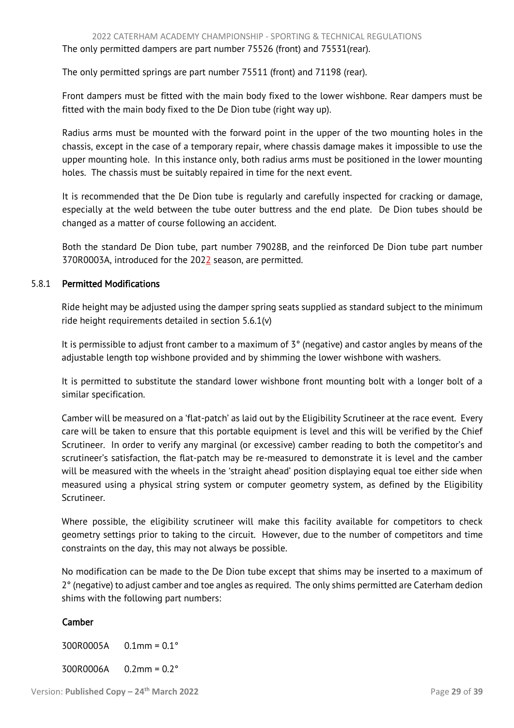The only permitted dampers are part number 75526 (front) and 75531(rear).

The only permitted springs are part number 75511 (front) and 71198 (rear).

Front dampers must be fitted with the main body fixed to the lower wishbone. Rear dampers must be fitted with the main body fixed to the De Dion tube (right way up).

Radius arms must be mounted with the forward point in the upper of the two mounting holes in the chassis, except in the case of a temporary repair, where chassis damage makes it impossible to use the upper mounting hole. In this instance only, both radius arms must be positioned in the lower mounting holes. The chassis must be suitably repaired in time for the next event.

It is recommended that the De Dion tube is regularly and carefully inspected for cracking or damage, especially at the weld between the tube outer buttress and the end plate. De Dion tubes should be changed as a matter of course following an accident.

Both the standard De Dion tube, part number 79028B, and the reinforced De Dion tube part number 370R0003A, introduced for the 2022 season, are permitted.

### 5.8.1 Permitted Modifications

Ride height may be adjusted using the damper spring seats supplied as standard subject to the minimum ride height requirements detailed in section 5.6.1(v)

It is permissible to adjust front camber to a maximum of 3° (negative) and castor angles by means of the adjustable length top wishbone provided and by shimming the lower wishbone with washers.

It is permitted to substitute the standard lower wishbone front mounting bolt with a longer bolt of a similar specification.

Camber will be measured on a 'flat-patch' as laid out by the Eligibility Scrutineer at the race event. Every care will be taken to ensure that this portable equipment is level and this will be verified by the Chief Scrutineer. In order to verify any marginal (or excessive) camber reading to both the competitor's and scrutineer's satisfaction, the flat-patch may be re-measured to demonstrate it is level and the camber will be measured with the wheels in the 'straight ahead' position displaying equal toe either side when measured using a physical string system or computer geometry system, as defined by the Eligibility Scrutineer.

Where possible, the eligibility scrutineer will make this facility available for competitors to check geometry settings prior to taking to the circuit. However, due to the number of competitors and time constraints on the day, this may not always be possible.

No modification can be made to the De Dion tube except that shims may be inserted to a maximum of 2° (negative) to adjust camber and toe angles as required. The only shims permitted are Caterham dedion shims with the following part numbers:

**Camber**

300R0005A 0.1mm = 0.1°

300R0006A 0.2mm = 0.2°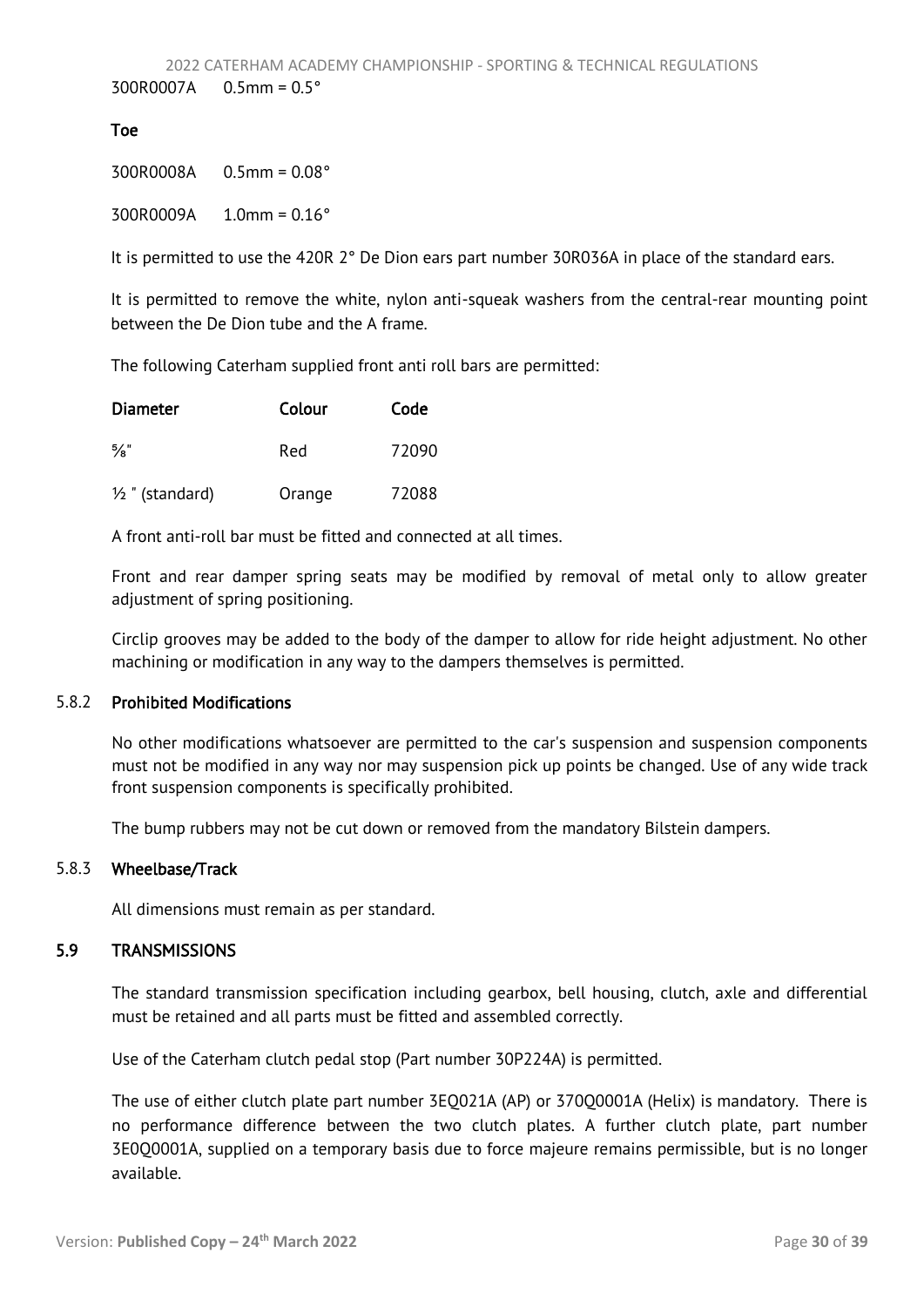300R0007A 0.5mm = 0.5°

**Toe**

300R0008A 0.5mm = 0.08°

300R0009A 1.0mm = 0.16°

It is permitted to use the 420R 2° De Dion ears part number 30R036A in place of the standard ears.

It is permitted to remove the white, nylon anti-squeak washers from the central-rear mounting point between the De Dion tube and the A frame.

The following Caterham supplied front anti roll bars are permitted:

| Diameter | Colour | Code |
|---|---|---|
| ⅝" | Red | 72090 |
| ½ " (standard) | Orange | 72088 |

A front anti-roll bar must be fitted and connected at all times.

Front and rear damper spring seats may be modified by removal of metal only to allow greater adjustment of spring positioning.

Circlip grooves may be added to the body of the damper to allow for ride height adjustment. No other machining or modification in any way to the dampers themselves is permitted.

### 5.8.2 Prohibited Modifications

No other modifications whatsoever are permitted to the car's suspension and suspension components must not be modified in any way nor may suspension pick up points be changed. Use of any wide track front suspension components is specifically prohibited.

The bump rubbers may not be cut down or removed from the mandatory Bilstein dampers.

### 5.8.3 Wheelbase/Track

All dimensions must remain as per standard.

## 5.9 TRANSMISSIONS

The standard transmission specification including gearbox, bell housing, clutch, axle and differential must be retained and all parts must be fitted and assembled correctly.

Use of the Caterham clutch pedal stop (Part number 30P224A) is permitted.

The use of either clutch plate part number 3EQ021A (AP) or 370Q0001A (Helix) is mandatory. There is no performance difference between the two clutch plates. A further clutch plate, part number 3E0Q0001A, supplied on a temporary basis due to force majeure remains permissible, but is no longer available.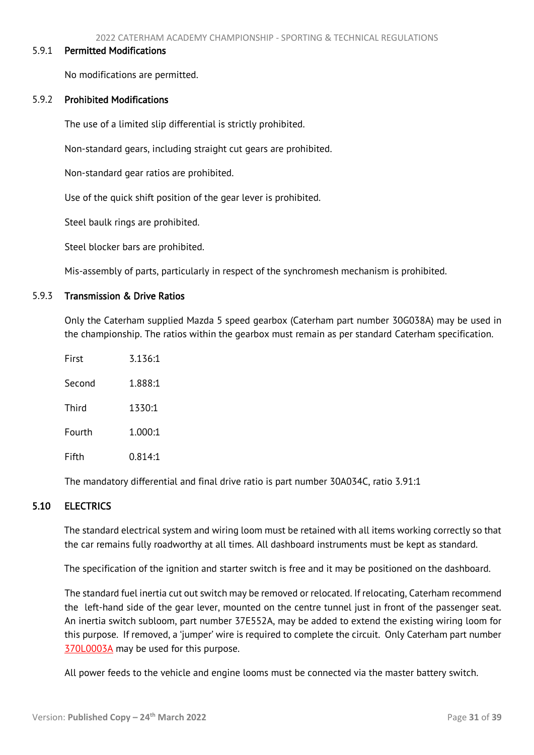#### 5.9.1 Permitted Modifications

No modifications are permitted.

#### 5.9.2 Prohibited Modifications

The use of a limited slip differential is strictly prohibited.

Non-standard gears, including straight cut gears are prohibited.

Non-standard gear ratios are prohibited.

Use of the quick shift position of the gear lever is prohibited.

Steel baulk rings are prohibited.

Steel blocker bars are prohibited.

Mis-assembly of parts, particularly in respect of the synchromesh mechanism is prohibited.

#### 5.9.3 Transmission & Drive Ratios

Only the Caterham supplied Mazda 5 speed gearbox (Caterham part number 30G038A) may be used in the championship. The ratios within the gearbox must remain as per standard Caterham specification.

| | |
|---|---|
| First | 3.136:1 |
| Second | 1.888:1 |
| Third | 1330:1 |
| Fourth | 1.000:1 |
| Fifth | 0.814:1 |

The mandatory differential and final drive ratio is part number 30A034C, ratio 3.91:1

### 5.10 ELECTRICS

The standard electrical system and wiring loom must be retained with all items working correctly so that the car remains fully roadworthy at all times. All dashboard instruments must be kept as standard.

The specification of the ignition and starter switch is free and it may be positioned on the dashboard.

The standard fuel inertia cut out switch may be removed or relocated. If relocating, Caterham recommend the left-hand side of the gear lever, mounted on the centre tunnel just in front of the passenger seat. An inertia switch subloom, part number 37E552A, may be added to extend the existing wiring loom for this purpose. If removed, a 'jumper' wire is required to complete the circuit. Only Caterham part number 370L0003A may be used for this purpose.

All power feeds to the vehicle and engine looms must be connected via the master battery switch.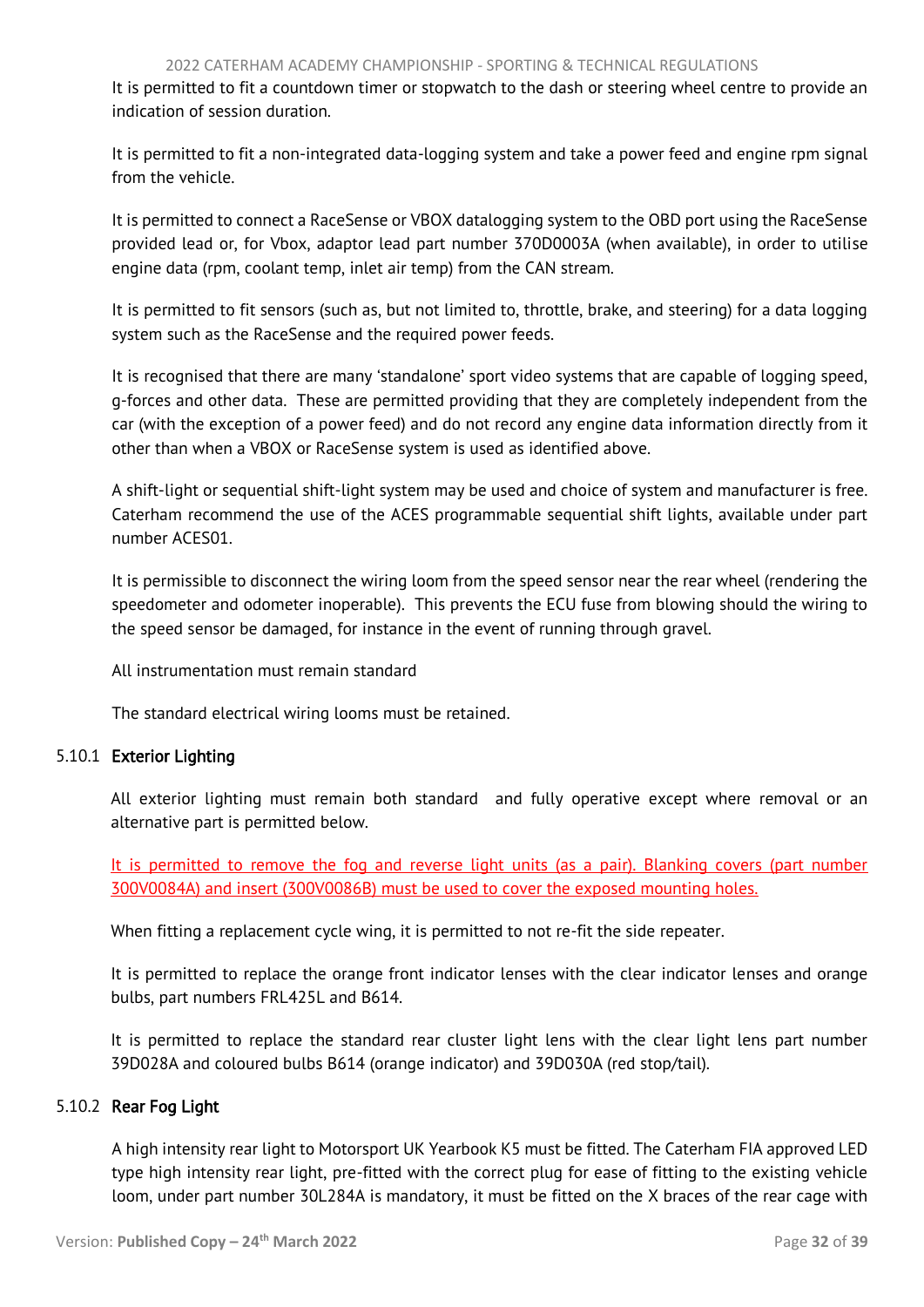It is permitted to fit a countdown timer or stopwatch to the dash or steering wheel centre to provide an indication of session duration.

It is permitted to fit a non-integrated data-logging system and take a power feed and engine rpm signal from the vehicle.

It is permitted to connect a RaceSense or VBOX datalogging system to the OBD port using the RaceSense provided lead or, for Vbox, adaptor lead part number 370D0003A (when available), in order to utilise engine data (rpm, coolant temp, inlet air temp) from the CAN stream.

It is permitted to fit sensors (such as, but not limited to, throttle, brake, and steering) for a data logging system such as the RaceSense and the required power feeds.

It is recognised that there are many 'standalone' sport video systems that are capable of logging speed, g-forces and other data. These are permitted providing that they are completely independent from the car (with the exception of a power feed) and do not record any engine data information directly from it other than when a VBOX or RaceSense system is used as identified above.

A shift-light or sequential shift-light system may be used and choice of system and manufacturer is free. Caterham recommend the use of the ACES programmable sequential shift lights, available under part number ACES01.

It is permissible to disconnect the wiring loom from the speed sensor near the rear wheel (rendering the speedometer and odometer inoperable). This prevents the ECU fuse from blowing should the wiring to the speed sensor be damaged, for instance in the event of running through gravel.

All instrumentation must remain standard

The standard electrical wiring looms must be retained.

### 5.10.1 Exterior Lighting

All exterior lighting must remain both standard and fully operative except where removal or an alternative part is permitted below.

It is permitted to remove the fog and reverse light units (as a pair). Blanking covers (part number 300V0084A) and insert (300V0086B) must be used to cover the exposed mounting holes.

When fitting a replacement cycle wing, it is permitted to not re-fit the side repeater.

It is permitted to replace the orange front indicator lenses with the clear indicator lenses and orange bulbs, part numbers FRL425L and B614.

It is permitted to replace the standard rear cluster light lens with the clear light lens part number 39D028A and coloured bulbs B614 (orange indicator) and 39D030A (red stop/tail).

### 5.10.2 Rear Fog Light

A high intensity rear light to Motorsport UK Yearbook K5 must be fitted. The Caterham FIA approved LED type high intensity rear light, pre-fitted with the correct plug for ease of fitting to the existing vehicle loom, under part number 30L284A is mandatory, it must be fitted on the X braces of the rear cage with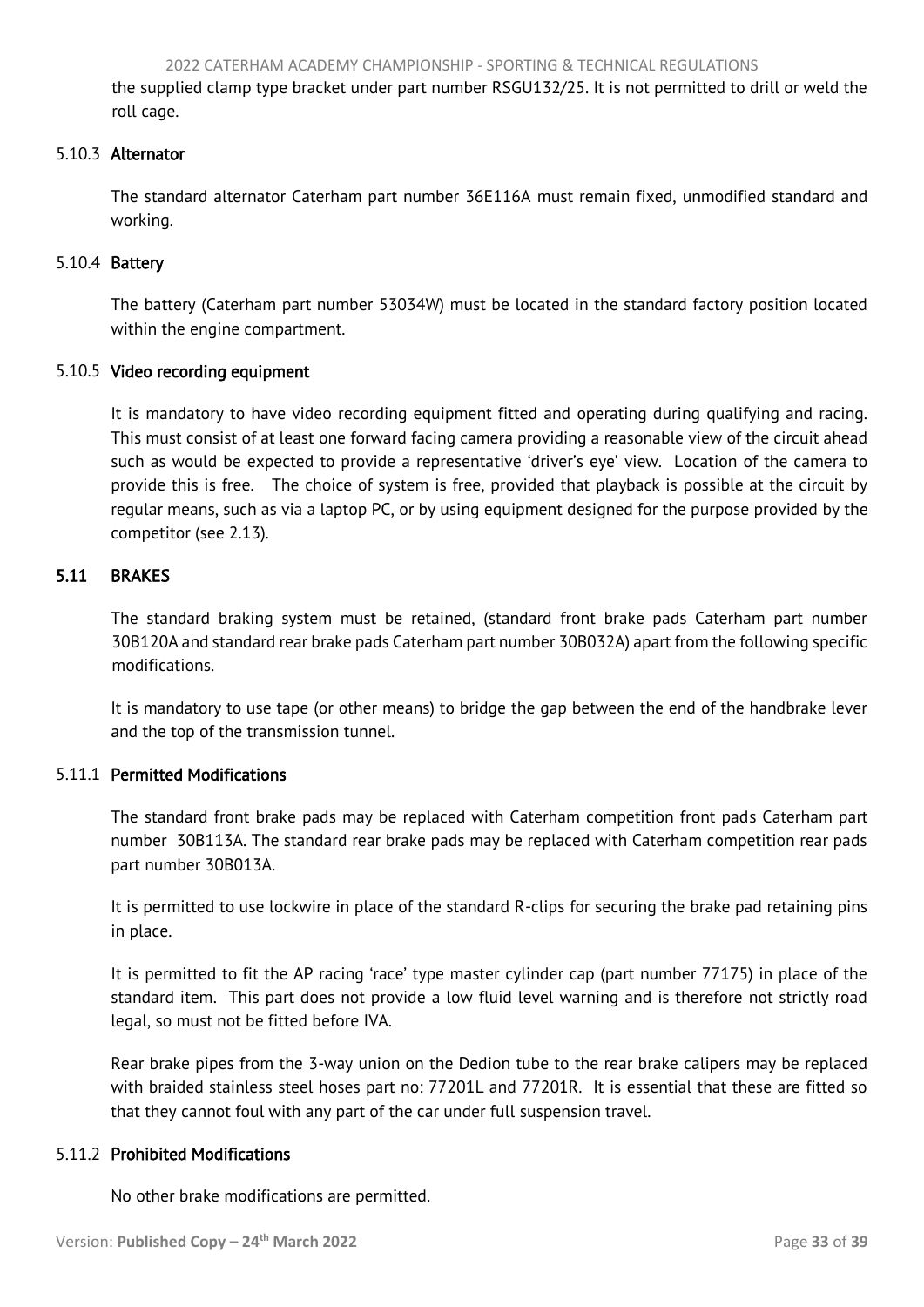the supplied clamp type bracket under part number RSGU132/25. It is not permitted to drill or weld the roll cage.

#### 5.10.3 Alternator

The standard alternator Caterham part number 36E116A must remain fixed, unmodified standard and working.

#### 5.10.4 Battery

The battery (Caterham part number 53034W) must be located in the standard factory position located within the engine compartment.

#### 5.10.5 Video recording equipment

It is mandatory to have video recording equipment fitted and operating during qualifying and racing. This must consist of at least one forward facing camera providing a reasonable view of the circuit ahead such as would be expected to provide a representative 'driver's eye' view. Location of the camera to provide this is free. The choice of system is free, provided that playback is possible at the circuit by regular means, such as via a laptop PC, or by using equipment designed for the purpose provided by the competitor (see 2.13).

### 5.11 BRAKES

The standard braking system must be retained, (standard front brake pads Caterham part number 30B120A and standard rear brake pads Caterham part number 30B032A) apart from the following specific modifications.

It is mandatory to use tape (or other means) to bridge the gap between the end of the handbrake lever and the top of the transmission tunnel.

#### 5.11.1 Permitted Modifications

The standard front brake pads may be replaced with Caterham competition front pads Caterham part number 30B113A. The standard rear brake pads may be replaced with Caterham competition rear pads part number 30B013A.

It is permitted to use lockwire in place of the standard R-clips for securing the brake pad retaining pins in place.

It is permitted to fit the AP racing 'race' type master cylinder cap (part number 77175) in place of the standard item. This part does not provide a low fluid level warning and is therefore not strictly road legal, so must not be fitted before IVA.

Rear brake pipes from the 3-way union on the Dedion tube to the rear brake calipers may be replaced with braided stainless steel hoses part no: 77201L and 77201R. It is essential that these are fitted so that they cannot foul with any part of the car under full suspension travel.

#### 5.11.2 Prohibited Modifications

No other brake modifications are permitted.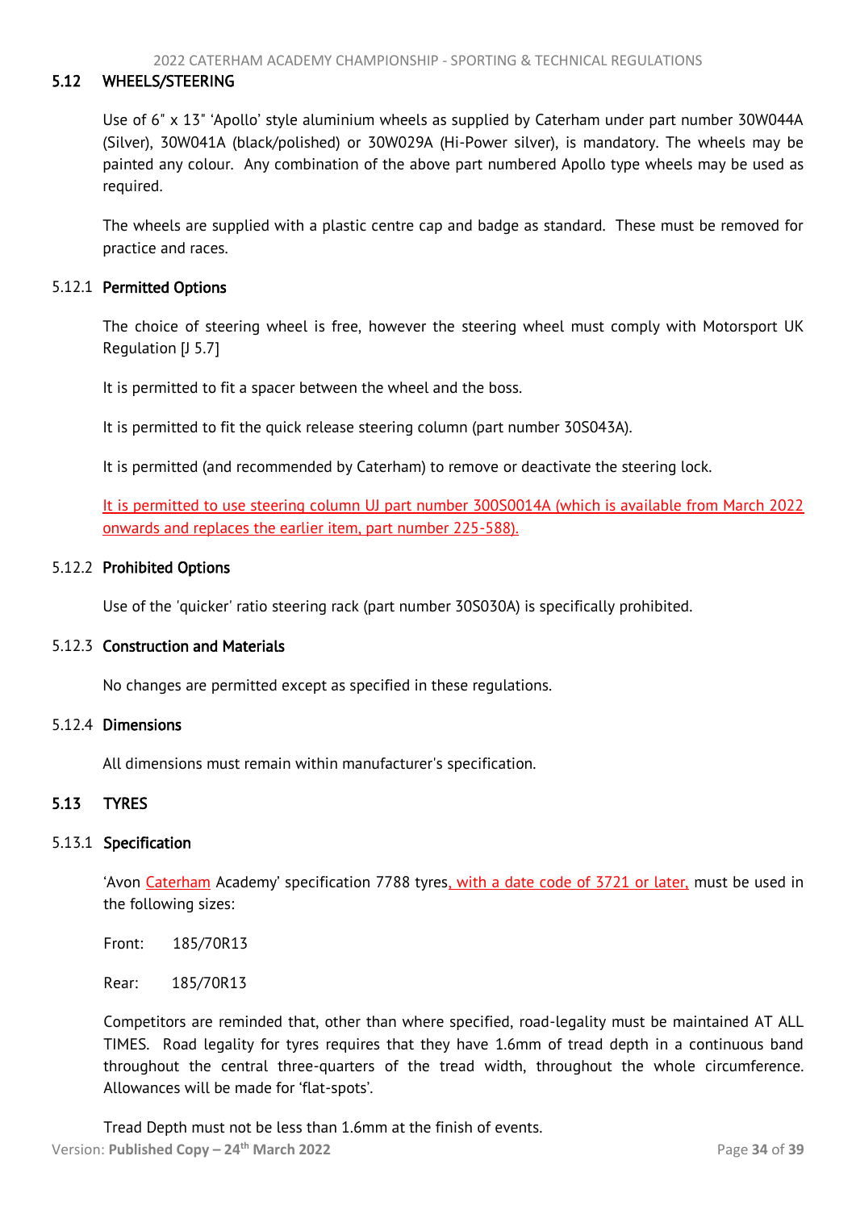## 5.12 WHEELS/STEERING

Use of 6" x 13" 'Apollo' style aluminium wheels as supplied by Caterham under part number 30W044A (Silver), 30W041A (black/polished) or 30W029A (Hi-Power silver), is mandatory. The wheels may be painted any colour. Any combination of the above part numbered Apollo type wheels may be used as required.

The wheels are supplied with a plastic centre cap and badge as standard. These must be removed for practice and races.

### 5.12.1 Permitted Options

The choice of steering wheel is free, however the steering wheel must comply with Motorsport UK Regulation [J 5.7]

It is permitted to fit a spacer between the wheel and the boss.

It is permitted to fit the quick release steering column (part number 30S043A).

It is permitted (and recommended by Caterham) to remove or deactivate the steering lock.

It is permitted to use steering column UJ part number 300S0014A (which is available from March 2022 onwards and replaces the earlier item, part number 225-588).

### 5.12.2 Prohibited Options

Use of the 'quicker' ratio steering rack (part number 30S030A) is specifically prohibited.

### 5.12.3 Construction and Materials

No changes are permitted except as specified in these regulations.

### 5.12.4 Dimensions

All dimensions must remain within manufacturer's specification.

## 5.13 TYRES

### 5.13.1 Specification

'Avon Caterham Academy' specification 7788 tyres, with a date code of 3721 or later, must be used in the following sizes:

Front: 185/70R13

Rear: 185/70R13

Competitors are reminded that, other than where specified, road-legality must be maintained AT ALL TIMES. Road legality for tyres requires that they have 1.6mm of tread depth in a continuous band throughout the central three-quarters of the tread width, throughout the whole circumference. Allowances will be made for 'flat-spots'.

Tread Depth must not be less than 1.6mm at the finish of events.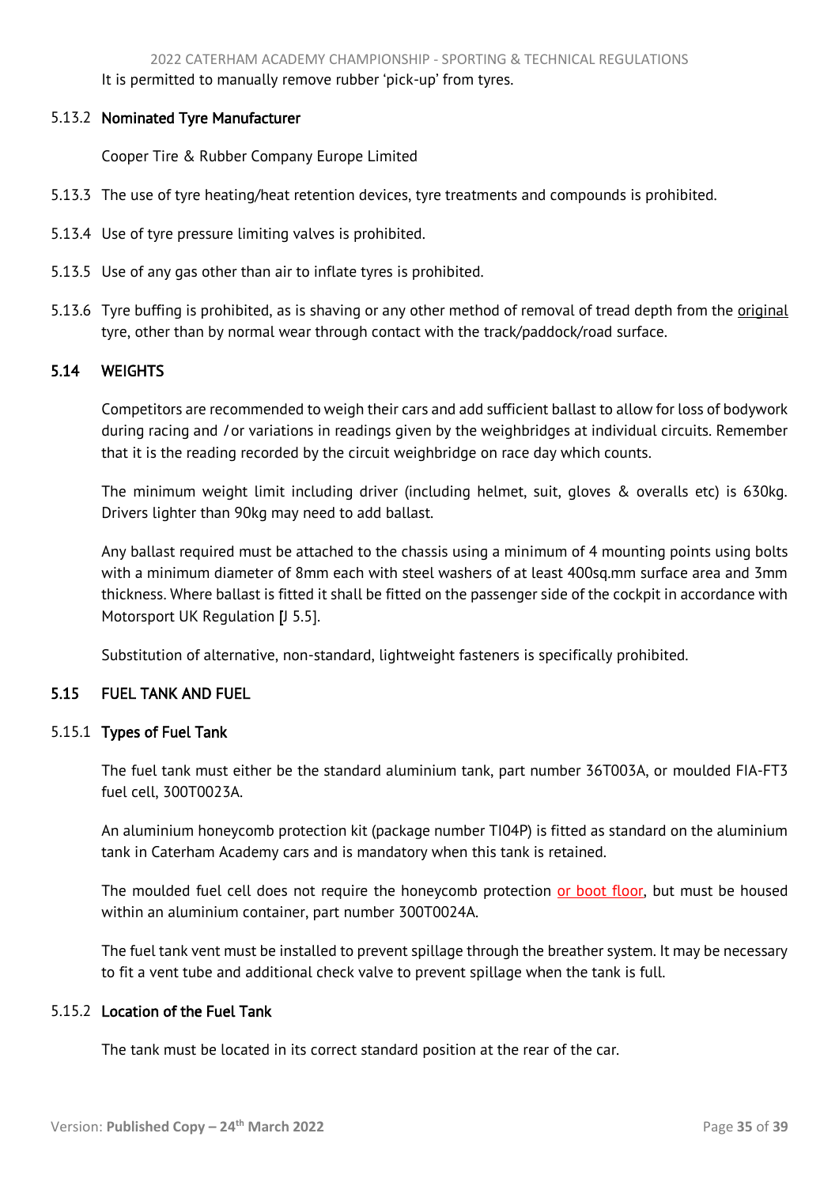It is permitted to manually remove rubber 'pick-up' from tyres.

### 5.13.2 Nominated Tyre Manufacturer

Cooper Tire & Rubber Company Europe Limited

5.13.3 The use of tyre heating/heat retention devices, tyre treatments and compounds is prohibited.

5.13.4 Use of tyre pressure limiting valves is prohibited.

5.13.5 Use of any gas other than air to inflate tyres is prohibited.

5.13.6 Tyre buffing is prohibited, as is shaving or any other method of removal of tread depth from the original tyre, other than by normal wear through contact with the track/paddock/road surface.

## 5.14 WEIGHTS

Competitors are recommended to weigh their cars and add sufficient ballast to allow for loss of bodywork during racing and / or variations in readings given by the weighbridges at individual circuits. Remember that it is the reading recorded by the circuit weighbridge on race day which counts.

The minimum weight limit including driver (including helmet, suit, gloves & overalls etc) is 630kg. Drivers lighter than 90kg may need to add ballast.

Any ballast required must be attached to the chassis using a minimum of 4 mounting points using bolts with a minimum diameter of 8mm each with steel washers of at least 400sq.mm surface area and 3mm thickness. Where ballast is fitted it shall be fitted on the passenger side of the cockpit in accordance with Motorsport UK Regulation [J 5.5].

Substitution of alternative, non-standard, lightweight fasteners is specifically prohibited.

## 5.15 FUEL TANK AND FUEL

### 5.15.1 Types of Fuel Tank

The fuel tank must either be the standard aluminium tank, part number 36T003A, or moulded FIA-FT3 fuel cell, 300T0023A.

An aluminium honeycomb protection kit (package number TI04P) is fitted as standard on the aluminium tank in Caterham Academy cars and is mandatory when this tank is retained.

The moulded fuel cell does not require the honeycomb protection or boot floor, but must be housed within an aluminium container, part number 300T0024A.

The fuel tank vent must be installed to prevent spillage through the breather system. It may be necessary to fit a vent tube and additional check valve to prevent spillage when the tank is full.

### 5.15.2 Location of the Fuel Tank

The tank must be located in its correct standard position at the rear of the car.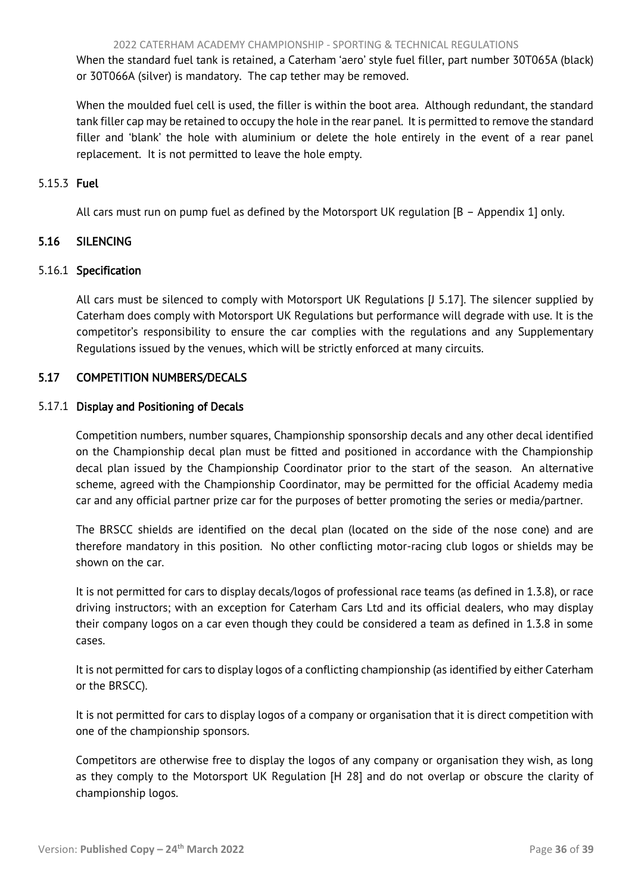When the standard fuel tank is retained, a Caterham 'aero' style fuel filler, part number 30T065A (black) or 30T066A (silver) is mandatory. The cap tether may be removed.

When the moulded fuel cell is used, the filler is within the boot area. Although redundant, the standard tank filler cap may be retained to occupy the hole in the rear panel. It is permitted to remove the standard filler and 'blank' the hole with aluminium or delete the hole entirely in the event of a rear panel replacement. It is not permitted to leave the hole empty.

#### 5.15.3 Fuel

All cars must run on pump fuel as defined by the Motorsport UK regulation [B – Appendix 1] only.

### 5.16 SILENCING

#### 5.16.1 Specification

All cars must be silenced to comply with Motorsport UK Regulations [J 5.17]. The silencer supplied by Caterham does comply with Motorsport UK Regulations but performance will degrade with use. It is the competitor's responsibility to ensure the car complies with the regulations and any Supplementary Regulations issued by the venues, which will be strictly enforced at many circuits.

### 5.17 COMPETITION NUMBERS/DECALS

#### 5.17.1 Display and Positioning of Decals

Competition numbers, number squares, Championship sponsorship decals and any other decal identified on the Championship decal plan must be fitted and positioned in accordance with the Championship decal plan issued by the Championship Coordinator prior to the start of the season. An alternative scheme, agreed with the Championship Coordinator, may be permitted for the official Academy media car and any official partner prize car for the purposes of better promoting the series or media/partner.

The BRSCC shields are identified on the decal plan (located on the side of the nose cone) and are therefore mandatory in this position. No other conflicting motor-racing club logos or shields may be shown on the car.

It is not permitted for cars to display decals/logos of professional race teams (as defined in 1.3.8), or race driving instructors; with an exception for Caterham Cars Ltd and its official dealers, who may display their company logos on a car even though they could be considered a team as defined in 1.3.8 in some cases.

It is not permitted for cars to display logos of a conflicting championship (as identified by either Caterham or the BRSCC).

It is not permitted for cars to display logos of a company or organisation that it is direct competition with one of the championship sponsors.

Competitors are otherwise free to display the logos of any company or organisation they wish, as long as they comply to the Motorsport UK Regulation [H 28] and do not overlap or obscure the clarity of championship logos.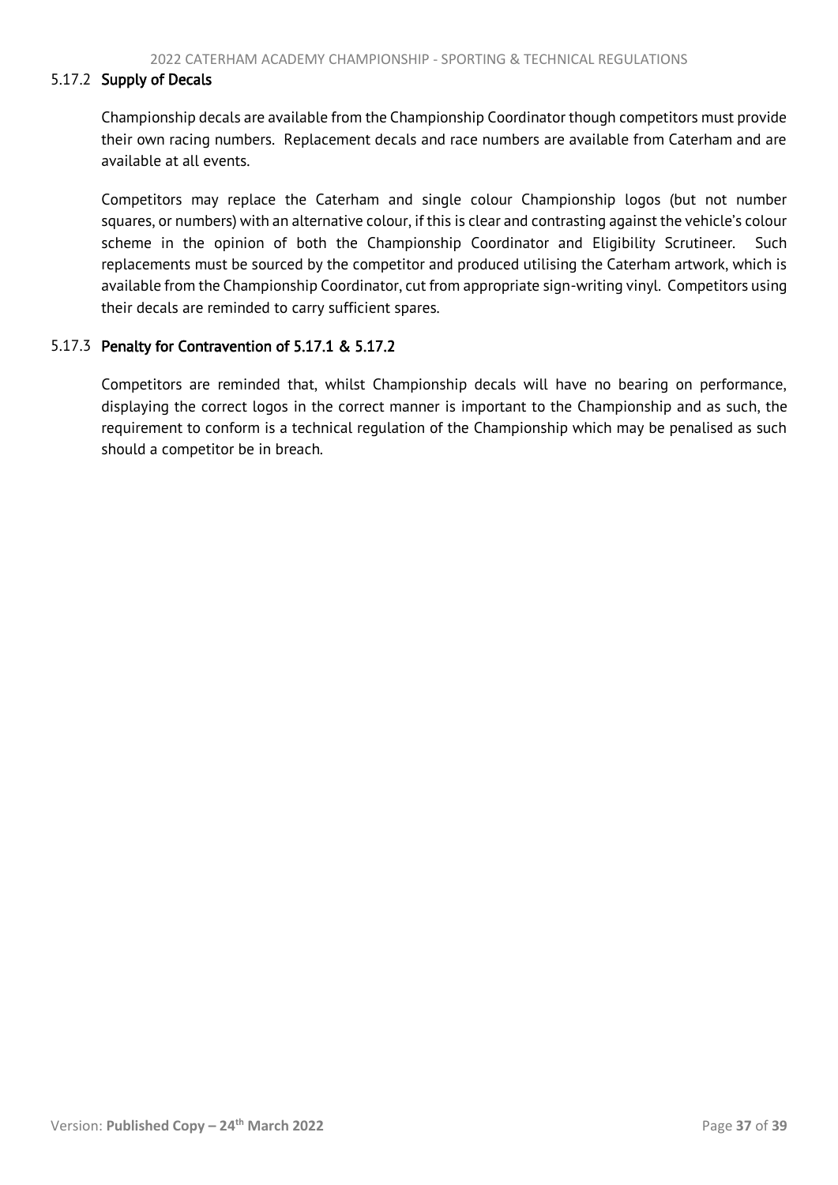#### 5.17.2 Supply of Decals

Championship decals are available from the Championship Coordinator though competitors must provide their own racing numbers. Replacement decals and race numbers are available from Caterham and are available at all events.

Competitors may replace the Caterham and single colour Championship logos (but not number squares, or numbers) with an alternative colour, if this is clear and contrasting against the vehicle's colour scheme in the opinion of both the Championship Coordinator and Eligibility Scrutineer. Such replacements must be sourced by the competitor and produced utilising the Caterham artwork, which is available from the Championship Coordinator, cut from appropriate sign-writing vinyl. Competitors using their decals are reminded to carry sufficient spares.

#### 5.17.3 Penalty for Contravention of 5.17.1 & 5.17.2

Competitors are reminded that, whilst Championship decals will have no bearing on performance, displaying the correct logos in the correct manner is important to the Championship and as such, the requirement to conform is a technical regulation of the Championship which may be penalised as such should a competitor be in breach.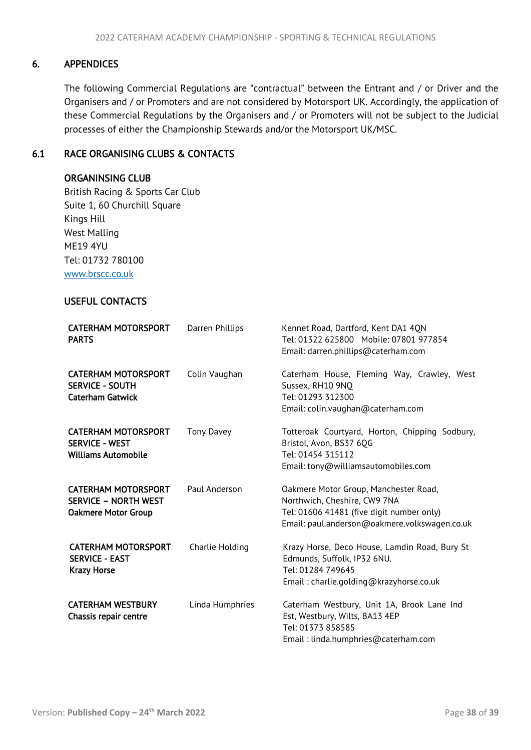## 6. APPENDICES

The following Commercial Regulations are "contractual" between the Entrant and / or Driver and the Organisers and / or Promoters and are not considered by Motorsport UK. Accordingly, the application of these Commercial Regulations by the Organisers and / or Promoters will not be subject to the Judicial processes of either the Championship Stewards and/or the Motorsport UK/MSC.

### 6.1 RACE ORGANISING CLUBS & CONTACTS

**ORGANINSING CLUB**

British Racing & Sports Car Club
Suite 1, 60 Churchill Square
Kings Hill
West Malling
ME19 4YU
Tel: 01732 780100
www.brscc.co.uk

**USEFUL CONTACTS**

| | | |
|---|---|---|
| **CATERHAM MOTORSPORT PARTS** | Darren Phillips | Kennet Road, Dartford, Kent DA1 4QN<br>Tel: 01322 625800 Mobile: 07801 977854<br>Email: darren.phillips@caterham.com |
| **CATERHAM MOTORSPORT SERVICE - SOUTH**<br>**Caterham Gatwick** | Colin Vaughan | Caterham House, Fleming Way, Crawley, West Sussex, RH10 9NQ<br>Tel: 01293 312300<br>Email: colin.vaughan@caterham.com |
| **CATERHAM MOTORSPORT SERVICE - WEST**<br>**Williams Automobile** | Tony Davey | Totteroak Courtyard, Horton, Chipping Sodbury, Bristol, Avon, BS37 6QG<br>Tel: 01454 315112<br>Email: tony@williamsautomobiles.com |
| **CATERHAM MOTORSPORT SERVICE – NORTH WEST**<br>**Oakmere Motor Group** | Paul Anderson | Oakmere Motor Group, Manchester Road, Northwich, Cheshire, CW9 7NA<br>Tel: 01606 41481 (five digit number only)<br>Email: paul.anderson@oakmere.volkswagen.co.uk |
| **CATERHAM MOTORSPORT SERVICE - EAST**<br>**Krazy Horse** | Charlie Holding | Krazy Horse, Deco House, Lamdin Road, Bury St Edmunds, Suffolk, IP32 6NU.<br>Tel: 01284 749645<br>Email : charlie.golding@krazyhorse.co.uk |
| **CATERHAM WESTBURY**<br>**Chassis repair centre** | Linda Humphries | Caterham Westbury, Unit 1A, Brook Lane Ind Est, Westbury, Wilts, BA13 4EP<br>Tel: 01373 858585<br>Email : linda.humphries@caterham.com |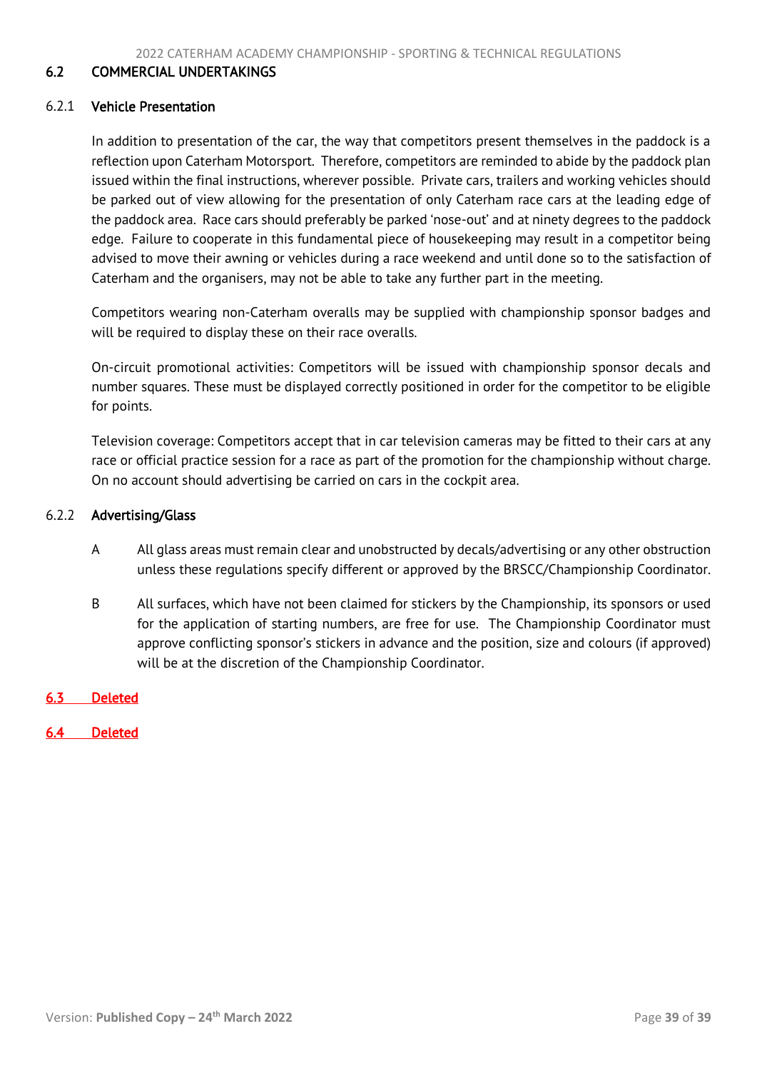## 6.2 COMMERCIAL UNDERTAKINGS

### 6.2.1 Vehicle Presentation

In addition to presentation of the car, the way that competitors present themselves in the paddock is a reflection upon Caterham Motorsport. Therefore, competitors are reminded to abide by the paddock plan issued within the final instructions, wherever possible. Private cars, trailers and working vehicles should be parked out of view allowing for the presentation of only Caterham race cars at the leading edge of the paddock area. Race cars should preferably be parked 'nose-out' and at ninety degrees to the paddock edge. Failure to cooperate in this fundamental piece of housekeeping may result in a competitor being advised to move their awning or vehicles during a race weekend and until done so to the satisfaction of Caterham and the organisers, may not be able to take any further part in the meeting.

Competitors wearing non-Caterham overalls may be supplied with championship sponsor badges and will be required to display these on their race overalls.

On-circuit promotional activities: Competitors will be issued with championship sponsor decals and number squares. These must be displayed correctly positioned in order for the competitor to be eligible for points.

Television coverage: Competitors accept that in car television cameras may be fitted to their cars at any race or official practice session for a race as part of the promotion for the championship without charge. On no account should advertising be carried on cars in the cockpit area.

### 6.2.2 Advertising/Glass

A All glass areas must remain clear and unobstructed by decals/advertising or any other obstruction unless these regulations specify different or approved by the BRSCC/Championship Coordinator.

B All surfaces, which have not been claimed for stickers by the Championship, its sponsors or used for the application of starting numbers, are free for use. The Championship Coordinator must approve conflicting sponsor's stickers in advance and the position, size and colours (if approved) will be at the discretion of the Championship Coordinator.

## 6.3 Deleted

## 6.4 Deleted